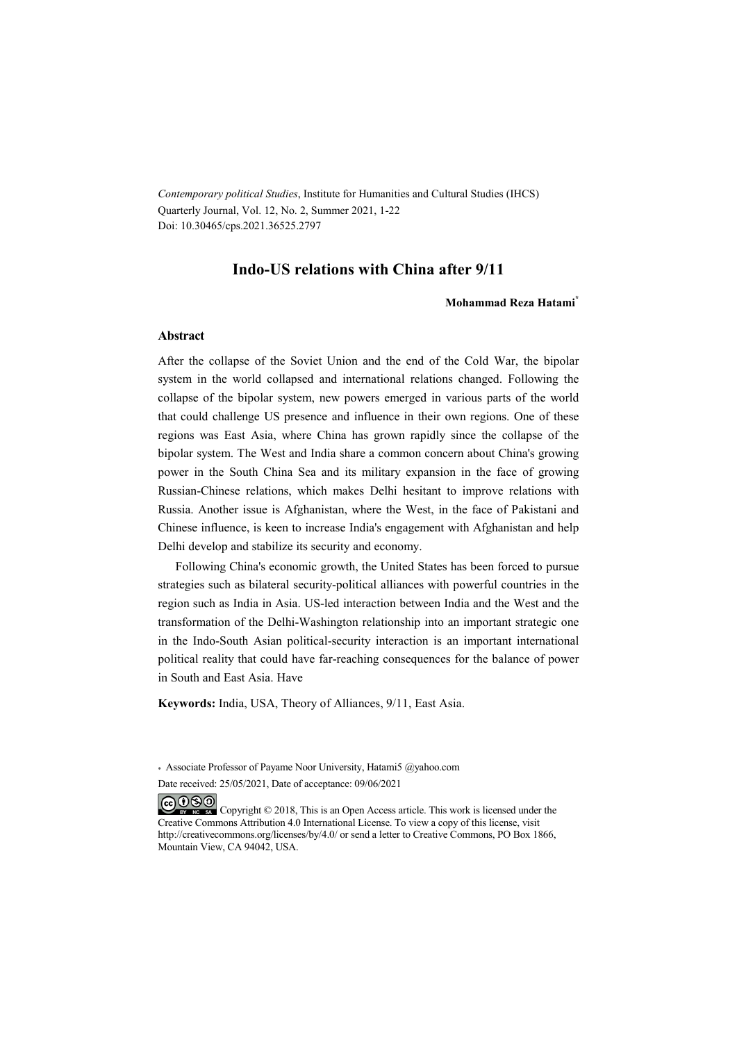*Contemporary political Studies*, Institute for Humanities and Cultural Studies (IHCS)
Quarterly Journal, Vol. 12, No. 2, Summer 2021, 1-22
Doi: 10.30465/cps.2021.36525.2797

# Indo-US relations with China after 9/11

**Mohammad Reza Hatami***

## Abstract

After the collapse of the Soviet Union and the end of the Cold War, the bipolar system in the world collapsed and international relations changed. Following the collapse of the bipolar system, new powers emerged in various parts of the world that could challenge US presence and influence in their own regions. One of these regions was East Asia, where China has grown rapidly since the collapse of the bipolar system. The West and India share a common concern about China's growing power in the South China Sea and its military expansion in the face of growing Russian-Chinese relations, which makes Delhi hesitant to improve relations with Russia. Another issue is Afghanistan, where the West, in the face of Pakistani and Chinese influence, is keen to increase India's engagement with Afghanistan and help Delhi develop and stabilize its security and economy.

Following China's economic growth, the United States has been forced to pursue strategies such as bilateral security-political alliances with powerful countries in the region such as India in Asia. US-led interaction between India and the West and the transformation of the Delhi-Washington relationship into an important strategic one in the Indo-South Asian political-security interaction is an important international political reality that could have far-reaching consequences for the balance of power in South and East Asia. Have

**Keywords:** India, USA, Theory of Alliances, 9/11, East Asia.

\* Associate Professor of Payame Noor University, Hatami5 @yahoo.com

Date received: 25/05/2021, Date of acceptance: 09/06/2021

Copyright © 2018, This is an Open Access article. This work is licensed under the Creative Commons Attribution 4.0 International License. To view a copy of this license, visit http://creativecommons.org/licenses/by/4.0/ or send a letter to Creative Commons, PO Box 1866, Mountain View, CA 94042, USA.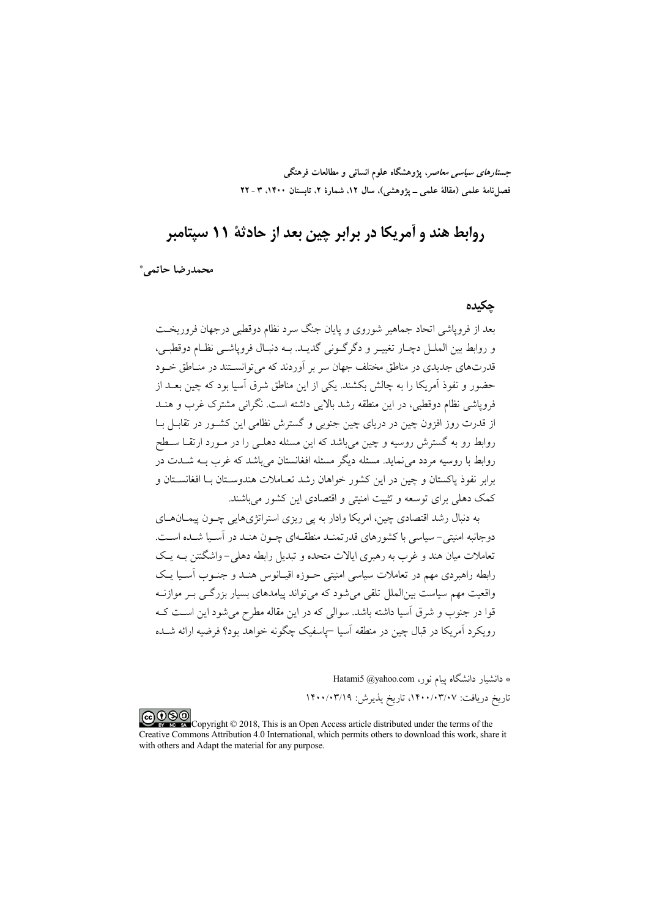# روابط هند و آمریکا در برابر چین بعد از حادثهٔ ۱۱ سپتامبر

**محمدرضا حاتمی***

## چکیده

بعد از فروپاشی اتحاد جماهیر شوروی و پایان جنگ سرد نظام دوقطبی درجهان فروریخت و روابط بین الملل دچار تغییر و دگرگونی گدید. به دنبال فروپاشی نظام دوقطبی، قدرت‌های جدیدی در مناطق مختلف جهان سر بر آوردند که می‌توانستند در مناطق خود حضور و نفوذ آمریکا را به چالش بکشند. یکی از این مناطق شرق آسیا بود که چین بعد از فروپاشی نظام دوقطبی، در این منطقه رشد بالایی داشته است. نگرانی مشترک غرب و هند از قدرت روز افزون چین در دریای چین جنوبی و گسترش نظامی این کشور در تقابل با روابط رو به گسترش روسیه و چین می‌باشد که این مسئله دهلی را در مورد ارتقا سطح روابط با روسیه مردد می‌نماید. مسئله دیگر مسئله افغانستان می‌باشد که غرب به شدت در برابر نفوذ پاکستان و چین در این کشور خواهان رشد تعاملات هندوستان با افغانستان و کمک دهلی برای توسعه و تثبیت امنیتی و اقتصادی این کشور می‌باشند.

به دنبال رشد اقتصادی چین، امریکا وادار به پی ریزی استراتژی‌هایی چون پیمان‌های دوجانبه امنیتی- سیاسی با کشورهای قدرتمند منطقه‌ای چون هند در آسیا شده است. تعاملات میان هند و غرب به رهبری ایالات متحده و تبدیل رابطه دهلی- واشگتن به یک رابطه راهبردی مهم در تعاملات سیاسی امنیتی حوزه اقیانوس هند و جنوب آسیا یک واقعیت مهم سیاست بین‌الملل تلقی می‌شود که می‌تواند پیامدهای بسیار بزرگی بر موازنه قوا در جنوب و شرق آسیا داشته باشد. سوالی که در این مقاله مطرح می‌شود این است که رویکرد آمریکا در قبال چین در منطقه آسیا –پاسفیک چگونه خواهد بود؟ فرضیه ارائه شده

---

* دانشیار دانشگاه پیام نور، Hatami5 @yahoo.com

تاریخ دریافت: ۱۴۰۰/۰۳/۰۷، تاریخ پذیرش: ۱۴۰۰/۰۳/۱۹

Copyright © 2018, This is an Open Access article distributed under the terms of the Creative Commons Attribution 4.0 International, which permits others to download this work, share it with others and Adapt the material for any purpose.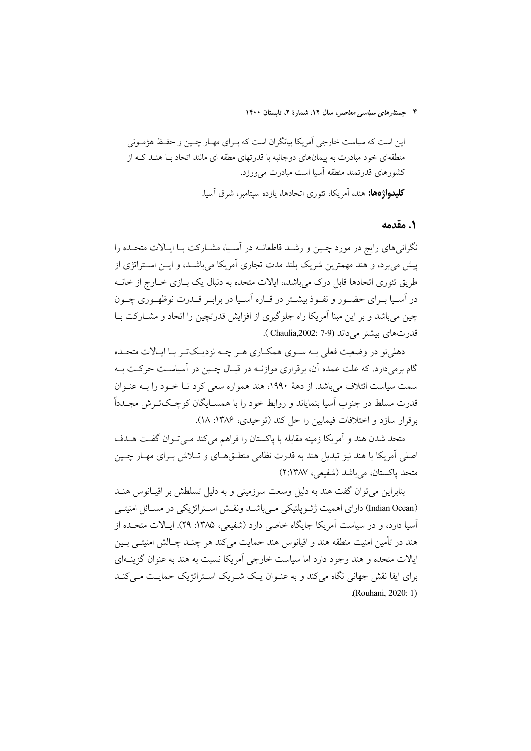این است که سیاست خارجی آمریکا بیانگران است که بـرای مهـار چـین و حفـظ هژمـونی منطقه‌ای خود مبادرت به پیمان‌های دوجانبه با قدرتهای مطقه ای مانند اتحاد بـا هنـد کـه از کشورهای قدرتمند منطقه آسیا است مبادرت می‌ورزد.

**کلیدواژه‌ها:** هند، آمریکا، تئوری اتحادها، یازده سپتامبر، شرق آسیا.

## ۱. مقدمه

نگرانی‌های رایج در مورد چـین و رشـد قاطعانـه در آسـیا، مشـارکت بـا ایـالات متحـده را پیش می‌برد، و هند مهمترین شریک بلند مدت تجاری آمریکا می‌باشـد، و ایـن اسـتراتژی از طریق تئوری اتحادها قابل درک می‌باشد،، ایالات متحده به دنبال یک بـازی خـارج از خانـه در آسـیا بـرای حضـور و نفـوذ بیشـتر در قـاره آسـیا در برابـر قـدرت نوظهـوری چـون چین می‌باشد و بر این مبنا آمریکا راه جلوگیری از افزایش قدرتچین را اتحاد و مشـارکت بـا قدرت‌های بیشتر می‌داند (Chaulia,2002: 7-9 ).

دهلی‌نو در وضعیت فعلی بـه سـوی همکـاری هـر چـه نزدیـک‌تـر بـا ایـالات متحـده گام برمی‌دارد. که علت عمده آن، برقراری موازنـه در قبـال چـین در آسیاسـت حرکـت بـه سمت سیاست ائتلاف می‌باشد. از دههٔ ۱۹۹۰، هند همواره سعی کرد تـا خـود را بـه عنـوان قدرت مسلط در جنوب آسیا بنمایاند و روابط خود را با همسـایگان کوچـک‌تـرش مجـدداً برقرار سازد و اختلافات فیمابین را حل کند (توحیدی، ۱۳۸۶: ۱۸).

متحد شدن هند و آمریکا زمینه مقابله با پاکستان را فراهم می‌کند مـی‌تـوان گفـت هـدف اصلی آمریکا با هند نیز تبدیل هند به قدرت نظامی منطـق‌هـای و تـلاش بـرای مهـار چـین متحد پاکستان، می‌باشد (شفیعی، ۲:۱۳۸۷)

بنابراین می‌توان گفت هند به دلیل وسعت سرزمینی و به دلیل تسلطش بر اقیـانوس هنـد (Indian Ocean) دارای اهمیت ژئـوپلتیکی مـی‌باشـد ونقـش اسـتراتژیکی در مسـائل امنیتـی آسیا دارد، و در سیاست آمریکا جایگاه خاصی دارد (شفیعی، ۱۳۸۵: ۲۹). ایـالات متحـده از هند در تأمین امنیت منطقه هند و اقیانوس هند حمایت می‌کند هر چنـد چـالش امنیتـی بـین ایالات متحده و هند وجود دارد اما سیاست خارجی آمریکا نسبت به هند به عنوان گزینـه‌ای برای ایفا نقش جهانی نگاه می‌کند و به عنـوان یـک شـریک اسـتراتژیک حمایـت مـی‌کنـد (Rouhani, 2020: 1).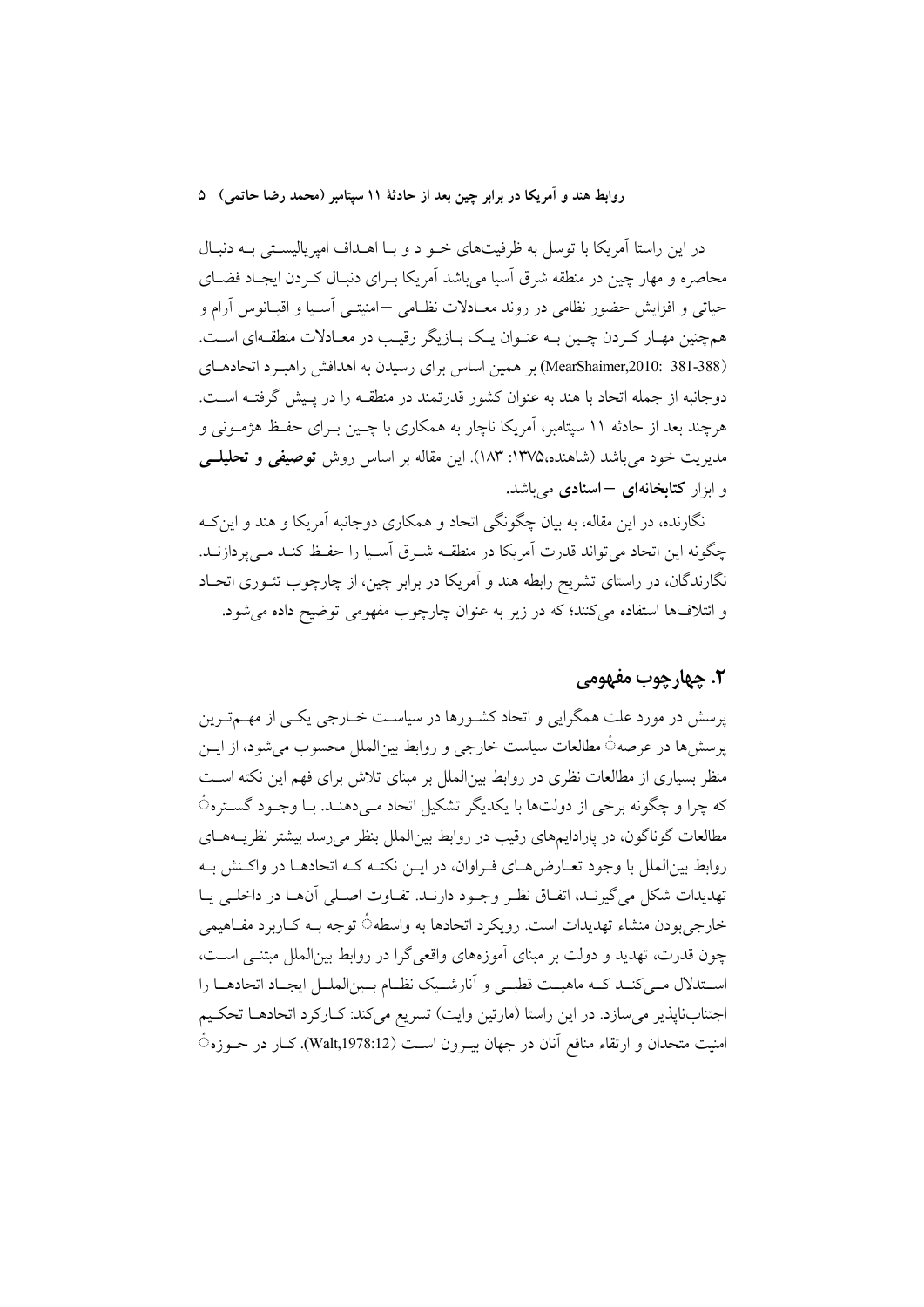در این راستا آمریکا با توسل به ظرفیت‌های خو د و با اهداف امپریالیستی به دنبال محاصره و مهار چین در منطقه شرق آسیا می‌باشد آمریکا برای دنبال کردن ایجاد فضای حیاتی و افزایش حضور نظامی در روند معادلات نظامی –امنیتی آسیا و اقیانوس آرام و همچنین مهار کردن چین به عنوان یک بازیگر رقیب در معادلات منطقه‌ای است. (MearShaimer,2010: 381-388) بر همین اساس برای رسیدن به اهدافش راهبرد اتحادهای دوجانبه از جمله اتحاد با هند به عنوان کشور قدرتمند در منطقه را در پیش گرفته است. هرچند بعد از حادثه ۱۱ سپتامبر، آمریکا ناچار به همکاری با چین برای حفظ هژمونی و مدیریت خود می‌باشد (شاهنده،۱۳۷۵: ۱۸۳). این مقاله بر اساس روش **توصیفی و تحلیلی** و ابزار **کتابخانه‌ای –اسنادی** می‌باشد.

نگارنده، در این مقاله، به بیان چگونگی اتحاد و همکاری دوجانبه آمریکا و هند و اینکه چگونه این اتحاد می‌تواند قدرت آمریکا در منطقه شرق آسیا را حفظ کند می‌پردازند. نگارندگان، در راستای تشریح رابطه هند و آمریکا در برابر چین، از چارچوب تئوری اتحاد و ائتلاف‌ها استفاده می‌کنند؛ که در زیر به عنوان چارچوب مفهومی توضیح داده می‌شود.

## ۲. چهارچوب مفهومی

پرسش در مورد علت همگرایی و اتحاد کشورها در سیاست خارجی یکی از مهم‌ترین پرسش‌ها در عرصهٔ مطالعات سیاست خارجی و روابط بین‌الملل محسوب می‌شود، از این منظر بسیاری از مطالعات نظری در روابط بین‌الملل بر مبنای تلاش برای فهم این نکته است که چرا و چگونه برخی از دولت‌ها با یکدیگر تشکیل اتحاد می‌دهند. با وجود گسترهٔ مطالعات گوناگون، در پارادایم‌های رقیب در روابط بین‌الملل بنظر می‌رسد بیشتر نظریه‌های روابط بین‌الملل با وجود تعارض‌های فراوان، در این نکته که اتحادها در واکنش به تهدیدات شکل می‌گیرند، اتفاق نظر وجود دارند. تفاوت اصلی آن‌ها در داخلی یا خارجی‌بودن منشاء تهدیدات است. رویکرد اتحادها به واسطهٔ توجه به کاربرد مفاهیمی چون قدرت، تهدید و دولت بر مبنای آموزه‌های واقعی‌گرا در روابط بین‌الملل مبتنی است، استدلال می‌کند که ماهیت قطبی و آنارشیک نظام بین‌الملل ایجاد اتحادها را اجتناب‌ناپذیر می‌سازد. در این راستا (مارتین وایت) تسریع می‌کند: کارکرد اتحادها تحکیم امنیت متحدان و ارتقاء منافع آنان در جهان بیرون است (Walt,1978:12). کار در حوزهٔ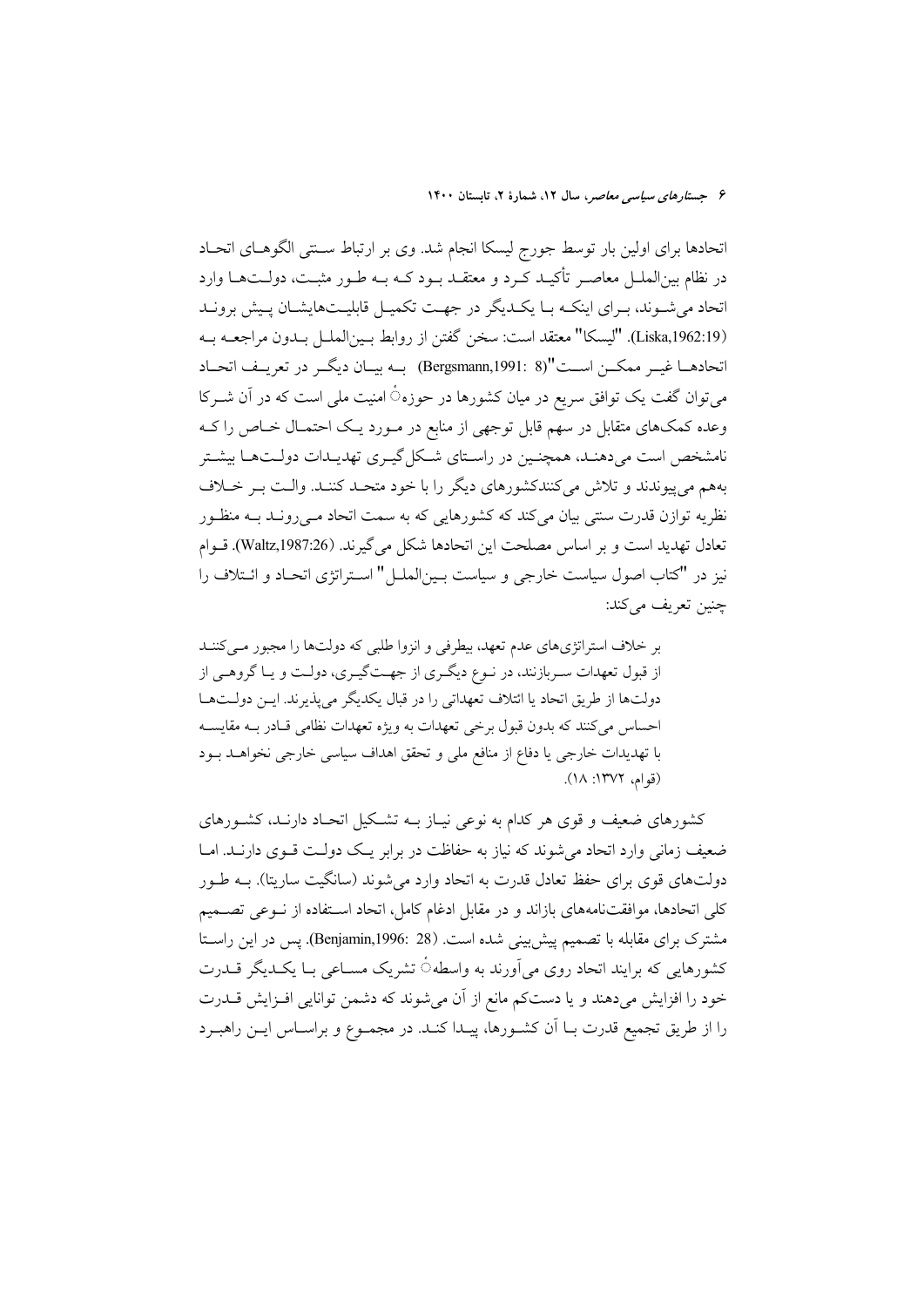اتحادها برای اولین بار توسط جورج لیسکا انجام شد. وی بر ارتباط سنتی الگوهای اتحاد در نظام بین‌الملل معاصر تأکید کرد و معتقد بود که به طور مثبت، دولت‌ها وارد اتحاد می‌شوند، برای اینکه با یکدیگر در جهت تکمیل قابلیت‌هایشان پیش بروند (Liska,1962:19). "لیسکا" معتقد است: سخن گفتن از روابط بین‌الملل بدون مراجعه به اتحادها غیر ممکن است"(Bergsmann,1991: 8) به بیان دیگر در تعریف اتحاد می‌توان گفت یک توافق سریع در میان کشورها در حوزهٔ امنیت ملی است که در آن شرکا وعده کمک‌های متقابل در سهم قابل توجهی از منابع در مورد یک احتمال خاص را که نامشخص است می‌دهند، همچنین در راستای شکل‌گیری تهدیدات دولت‌ها بیشتر به‌هم می‌پیوندند و تلاش می‌کنندکشورهای دیگر را با خود متحد کنند. والت بر خلاف نظریه توازن قدرت سنتی بیان می‌کند که کشورهایی که به سمت اتحاد می‌روند به منظور تعادل تهدید است و بر اساس مصلحت این اتحادها شکل می‌گیرند. (Waltz,1987:26). قوام نیز در "کتاب اصول سیاست خارجی و سیاست بین‌الملل" استراتژی اتحاد و ائتلاف را چنین تعریف می‌کند:

> بر خلاف استراتژی‌های عدم تعهد، بیطرفی و انزوا طلبی که دولت‌ها را مجبور می‌کنند از قبول تعهدات سرباززنند، در نوع دیگری از جهت‌گیری، دولت و یا گروهی از دولت‌ها از طریق اتحاد یا ائتلاف تعهداتی را در قبال یکدیگر می‌پذیرند. این دولت‌ها احساس می‌کنند که بدون قبول برخی تعهدات به ویژه تعهدات نظامی قادر به مقایسه با تهدیدات خارجی یا دفاع از منافع ملی و تحقق اهداف سیاسی خارجی نخواهد بود (قوام، ۱۳۷۲: ۱۸).

کشورهای ضعیف و قوی هر کدام به نوعی نیاز به تشکیل اتحاد دارند، کشورهای ضعیف زمانی وارد اتحاد می‌شوند که نیاز به حفاظت در برابر یک دولت قوی دارند. اما دولت‌های قوی برای حفظ تعادل قدرت به اتحاد وارد می‌شوند (سانگیت ساریتا). به طور کلی اتحادها، موافقت‌نامه‌های بازاند و در مقابل ادغام کامل، اتحاد استفاده از نوعی تصمیم مشترک برای مقابله با تصمیم پیش‌بینی شده است. (Benjamin,1996: 28). پس در این راستا کشورهایی که برایند اتحاد روی می‌آورند به واسطهٔ تشریک مساعی با یکدیگر قدرت خود را افزایش می‌دهند و یا دست‌کم مانع از آن می‌شوند که دشمن توانایی افزایش قدرت را از طریق تجمیع قدرت با آن کشورها، پیدا کند. در مجموع و براساس این راهبرد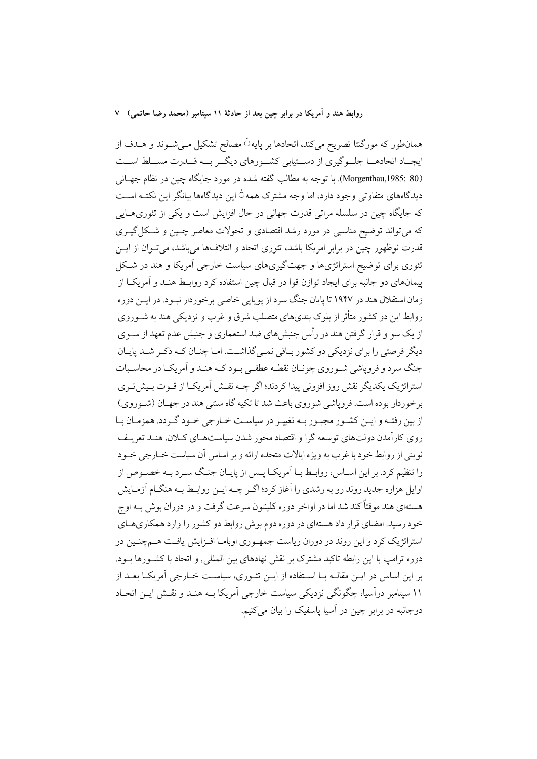همان‌طور که مورگنتا تصریح می‌کند، اتحادها بر پایهٔ مصالح تشکیل می‌شوند و هدف از ایجاد اتحادها جلوگیری از دستیابی کشورهای دیگر به قدرت مسلط است (Morgenthau,1985: 80). با توجه به مطالب گفته شده در مورد جایگاه چین در نظام جهانی دیدگاه‌های متفاوتی وجود دارد، اما وجه مشترک همهٔ این دیدگاه‌ها بیانگر این نکته است که جایگاه چین در سلسله مراتب قدرت جهانی در حال افزایش است و یکی از تئوری‌هایی که می‌تواند توضیح مناسبی در مورد رشد اقتصادی و تحولات معاصر چین و شکل‌گیری قدرت نوظهور چین در برابر امریکا باشد، تئوری اتحاد و ائتلاف‌ها می‌باشد، می‌توان از این تئوری برای توضیح استراتژی‌ها و جهت‌گیری‌های سیاست خارجی آمریکا و هند در شکل پیمان‌های دو جانبه برای ایجاد توازن قوا در قبال چین استفاده کرد روابط هند و آمریکا از زمان استقلال هند در ۱۹۴۷ تا پایان جنگ سرد از پویایی خاصی برخوردار نبود. در این دوره روابط این دو کشور متأثر از بلوک بندی‌های متصلب شرق و غرب و نزدیکی هند به شوروی از یک سو و قرار گرفتن هند در رأس جنبش‌های ضد استعماری و جنبش عدم تعهد از سوی دیگر فرصتی را برای نزدیکی دو کشور باقی نمی‌گذاشت. اما چنان که ذکر شد پایان جنگ سرد و فروپاشی شوروی چونان نقطه عطفی بود که هند و آمریکا در محاسبات استراتژیک یکدیگر نقش روز افزونی پیدا کردند؛ اگر چه نقش آمریکا از قوت بیش‌تری برخوردار بوده است. فروپاشی شوروی باعث شد تا تکیه گاه سنتی هند در جهان (شوروی) از بین رفته و این کشور مجبور به تغییر در سیاست خارجی خود گردد. همزمان با روی کارآمدن دولت‌های توسعه گرا و اقتصاد محور شدن سیاست‌های کلان، هند تعریف نوینی از روابط خود با غرب به ویژه ایالات متحده ارائه و بر اساس آن سیاست خارجی خود را تنظیم کرد. بر این اساس، روابط با آمریکا پس از پایان جنگ سرد به خصوص از اوایل هزاره جدید روند رو به رشدی را آغاز کرد؛ اگر چه این روابط به هنگام آزمایش هسته‌ای هند موقتاً کند شد اما در اواخر دوره کلینتون سرعت گرفت و در دوران بوش به اوج خود رسید. امضای قرار داد هسته‌ای در دوره دوم بوش روابط دو کشور را وارد همکاری‌های استراتژیک کرد و این روند در دوران ریاست جمهوری اوباما افزایش یافت هم‌چنین در دوره ترامپ با این رابطه تاکید مشترک بر نقش نهادهای بین المللی, و اتحاد با کشورها بود. بر این اساس در این مقاله با استفاده از این تئوری، سیاست خارجی آمریکا بعد از ۱۱ سپتامبر درآسیا، چگونگی نزدیکی سیاست خارجی آمریکا به هند و نقش این اتحاد دوجانبه در برابر چین در آسیا پاسفیک را بیان می‌کنیم.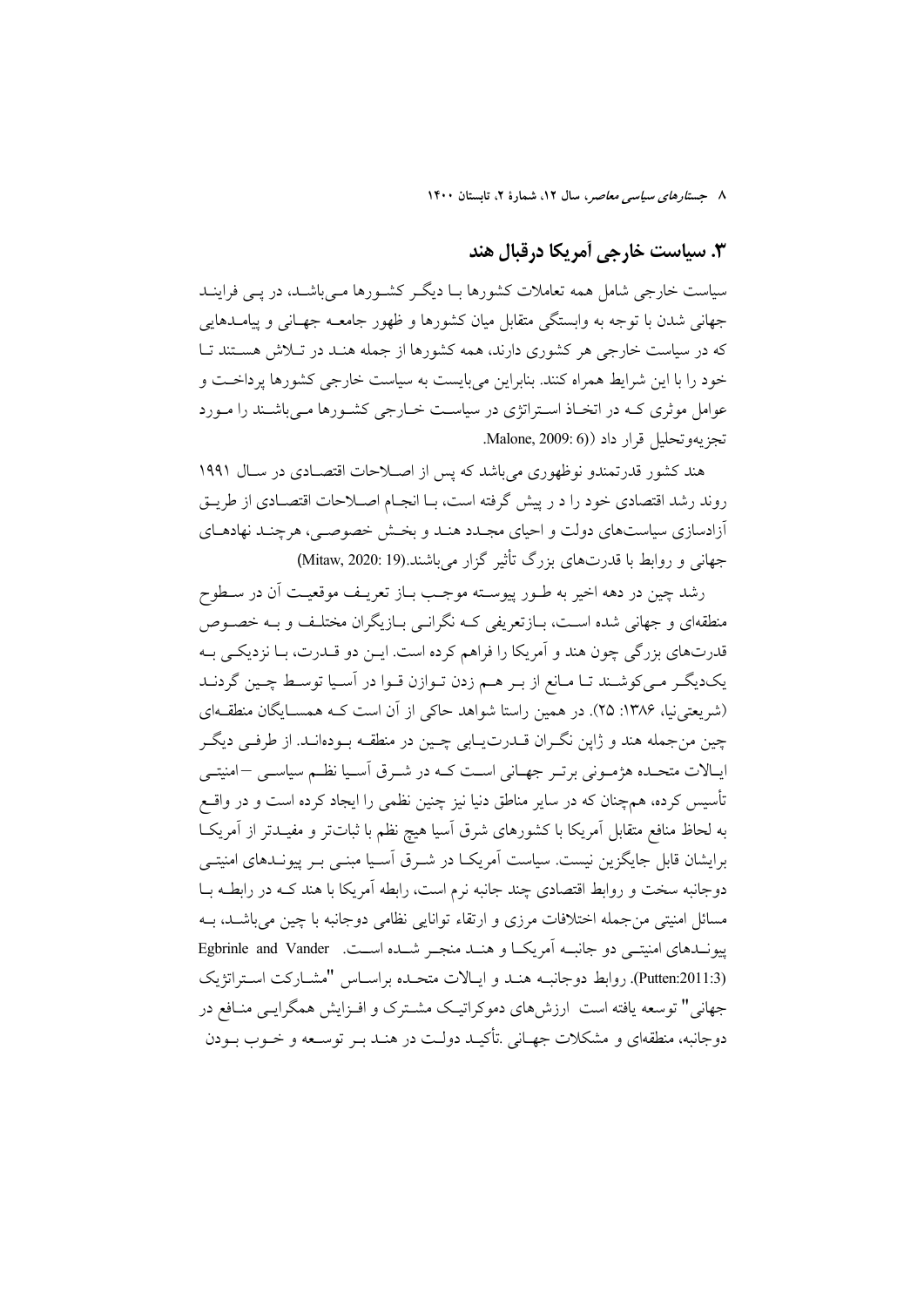## ۳. سیاست خارجی آمریکا درقبال هند

سیاست خارجی شامل همه تعاملات کشورها بـا دیگـر کشـورها مـی‌باشـد، در پـی فراینـد جهانی شدن با توجه به وابستگی متقابل میان کشورها و ظهور جامعـه جهـانی و پیامـدهایی که در سیاست خارجی هر کشوری دارند، همه کشورها از جمله هنـد در تـلاش هسـتند تـا خود را با این شرایط همراه کنند. بنابراین می‌بایست به سیاست خارجی کشورها پرداخـت و عوامل موثری کـه در اتخـاذ اسـتراتژی در سیاسـت خـارجی کشـورها مـی‌باشـند را مـورد تجزیه‌وتحلیل قرار داد ((Malone, 2009: 6.

هند کشور قدرتمندو نوظهوری می‌باشد که پس از اصـلاحات اقتصـادی در سـال ۱۹۹۱ روند رشد اقتصادی خود را د ر پیش گرفته است، بـا انجـام اصـلاحات اقتصـادی از طریـق آزادسازی سیاست‌های دولت و احیای مجـدد هنـد و بخـش خصوصـی، هرچنـد نهادهـای جهانی و روابط با قدرت‌های بزرگ تأثیر گزار می‌باشند.(Mitaw, 2020: 19)

رشد چین در دهه اخیر به طـور پیوسـته موجـب بـاز تعریـف موقعیـت آن در سـطوح منطقه‌ای و جهانی شده اسـت، بـازتعریفی کـه نگرانـی بـازیگران مختلـف و بـه خصـوص قدرت‌های بزرگی چون هند و آمریکا را فراهم کرده است. ایـن دو قـدرت، بـا نزدیکـی بـه یک‌دیگـر مـی‌کوشـند تـا مـانع از بـر هـم زدن تـوازن قـوا در آسـیا توسـط چـین گردنـد (شریعتی‌نیا، ۱۳۸۶: ۲۵). در همین راستا شواهد حاکی از آن است کـه همسـایگان منطقـه‌ای چین من‌جمله هند و ژاپن نگـران قـدرت‌یـابی چـین در منطقـه بـوده‌انـد. از طرفـی دیگـر ایـالات متحـده هژمـونی برتـر جهـانی اسـت کـه در شـرق آسـیا نظـم سیاسـی –امنیتـی تأسیس کرده، همچنان که در سایر مناطق دنیا نیز چنین نظمی را ایجاد کرده است و در واقـع به لحاظ منافع متقابل آمریکا با کشورهای شرق آسیا هیچ نظم با ثبات‌تر و مفیـدتر از آمریکـا برایشان قابل جایگزین نیست. سیاست آمریکـا در شـرق آسـیا مبنـی بـر پیونـدهای امنیتـی دوجانبه سخت و روابط اقتصادی چند جانبه نرم است، رابطه آمریکا با هند کـه در رابطـه بـا مسائل امنیتی من‌جمله اختلافات مرزی و ارتقاء توانایی نظامی دوجانبه با چین می‌باشـد، بـه پیونـدهای امنیتـی دو جانبـه آمریکـا و هنـد منجـر شـده اسـت. Egbrinle and Vander (Putten:2011:3). روابط دوجانبـه هنـد و ایـالات متحـده براسـاس "مشـارکت اسـتراتژیک جهانی" توسعه یافته است ارزش‌های دموکراتیـک مشـترک و افـزایش همگرایـی منـافع در دوجانبه، منطقه‌ای و مشکلات جهـانی .تأکیـد دولـت در هنـد بـر توسـعه و خـوب بـودن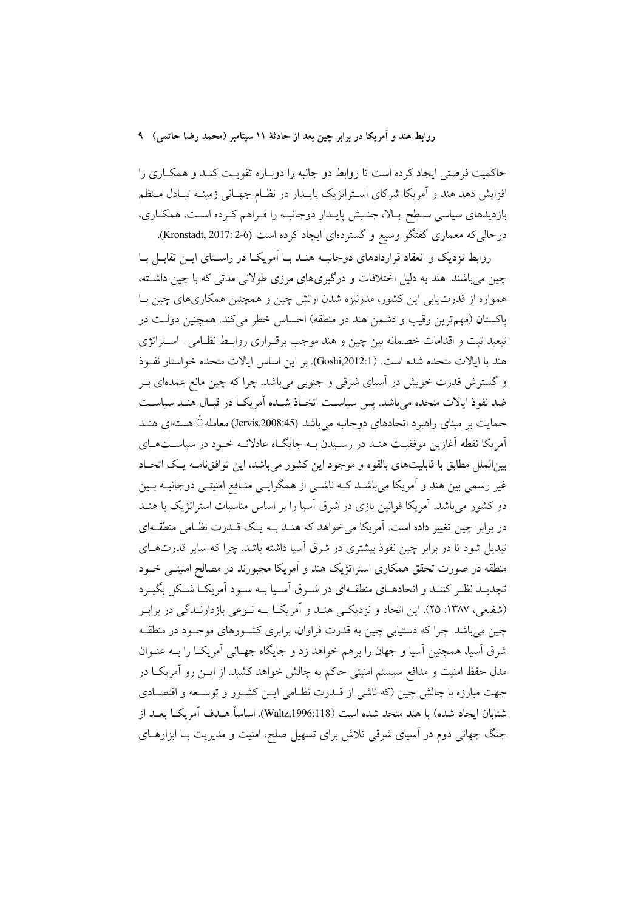حاکمیت فرصتی ایجاد کرده است تا روابط دو جانبه را دوباره تقویت کند و همکاری را افزایش دهد هند و آمریکا شرکای استراتژیک پایدار در نظام جهانی زمینه تبادل منظم بازدیدهای سیاسی سطح بالا، جنبش پایدار دوجانبه را فراهم کرده است، همکاری، درحالی‌که معماری گفتگو وسیع و گسترده‌ای ایجاد کرده است (Kronstadt, 2017: 2-6).

روابط نزدیک و انعقاد قراردادهای دوجانبه هند با آمریکا در راستای این تقابل با چین می‌باشند. هند به دلیل اختلافات و درگیری‌های مرزی طولانی مدتی که با چین داشته، همواره از قدرت‌یابی این کشور، مدرنیزه شدن ارتش چین و همچنین همکاری‌های چین با پاکستان (مهم‌ترین رقیب و دشمن هند در منطقه) احساس خطر می‌کند. همچنین دولت در تبعید تبت و اقدامات خصمانه بین چین و هند موجب برقراری روابط نظامی- استراتژی هند با ایالات متحده شده است. (Goshi,2012:1). بر این اساس ایالات متحده خواستار نفوذ و گسترش قدرت خویش در آسیای شرقی و جنوبی می‌باشد. چرا که چین مانع عمده‌ای بر ضد نفوذ ایالات متحده می‌باشد. پس سیاست اتخاذ شده آمریکا در قبال هند سیاست حمایت بر مبنای راهبرد اتحادهای دوجانبه می‌باشد (Jervis,2008:45) معاملهٔ هسته‌ای هند آمریکا نقطه آغازین موفقیت هند در رسیدن به جایگاه عادلانه خود در سیاست‌های بین‌الملل مطابق با قابلیت‌های بالقوه و موجود این کشور می‌باشد، این توافق‌نامه یک اتحاد غیر رسمی بین هند و آمریکا می‌باشد که ناشی از همگرایی منافع امنیتی دوجانبه بین دو کشور می‌باشد. آمریکا قوانین بازی در شرق آسیا را بر اساس مناسبات استراتژیک با هند در برابر چین تغییر داده است. آمریکا می‌خواهد که هند به یک قدرت نظامی منطقه‌ای تبدیل شود تا در برابر چین نفوذ بیشتری در شرق آسیا داشته باشد. چرا که سایر قدرت‌های منطقه در صورت تحقق همکاری استراتژیک هند و آمریکا مجبورند در مصالح امنیتی خود تجدید نظر کنند و اتحادهای منطقه‌ای در شرق آسیا به سود آمریکا شکل بگیرد (شفیعی، ۱۳۸۷: ۲۵). این اتحاد و نزدیکی هند و آمریکا به نوعی بازدارندگی در برابر چین می‌باشد. چرا که دستیابی چین به قدرت فراوان، برابری کشورهای موجود در منطقه شرق آسیا، همچنین آسیا و جهان را برهم خواهد زد و جایگاه جهانی آمریکا را به عنوان مدل حفظ امنیت و مدافع سیستم امنیتی حاکم به چالش خواهد کشید. از این رو آمریکا در جهت مبارزه با چالش چین (که ناشی از قدرت نظامی این کشور و توسعه و اقتصادی شتابان ایجاد شده) با هند متحد شده است (Waltz,1996:118). اساساً هدف آمریکا بعد از جنگ جهانی دوم در آسیای شرقی تلاش برای تسهیل صلح، امنیت و مدیریت با ابزارهای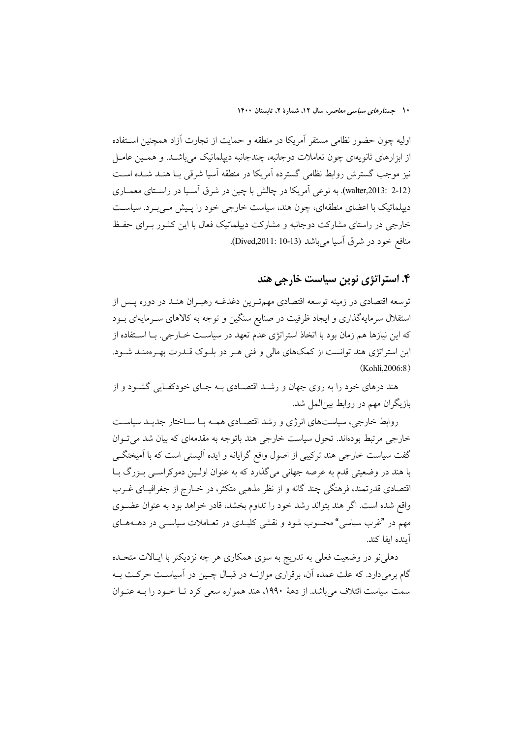اولیه چون حضور نظامی مستقر آمریکا در منطقه و حمایت از تجارت آزاد همچنین استفاده از ابزارهای ثانویه‌ای چون تعاملات دوجانبه، چندجانبه دیپلماتیک می‌باشد. و همین عامل نیز موجب گسترش روابط نظامی گسترده آمریکا در منطقه آسیا شرقی با هند شده است (walter,2013: 2-12). به نوعی آمریکا در چالش با چین در شرق آسیا در راستای معماری دیپلماتیک با اعضای منطقه‌ای، چون هند، سیاست خارجی خود را پیش می‌برد. سیاست خارجی در راستای مشارکت دوجانبه و مشارکت دیپلماتیک فعال با این کشور برای حفظ منافع خود در شرق آسیا می‌باشد (Dived,2011: 10-13).

## ۴. استراتژی نوین سیاست خارجی هند

توسعه اقتصادی در زمینه توسعه اقتصادی مهم‌ترین دغدغه رهبران هند در دوره پس از استقلال سرمایه‌گذاری و ایجاد ظرفیت در صنایع سنگین و توجه به کالاهای سرمایه‌ای بود که این نیازها هم زمان بود با اتخاذ استراتژی عدم تعهد در سیاست خارجی. با استفاده از این استراتژی هند توانست از کمک‌های مالی و فنی هر دو بلوک قدرت بهره‌مند شود. (Kohli,2006:8)

هند درهای خود را به روی جهان و رشد اقتصادی به جای خودکفایی گشود و از بازیگران مهم در روابط بین‌الملل شد.

روابط خارجی، سیاست‌های انرژی و رشد اقتصادی همه با ساختار جدید سیاست خارجی مرتبط بوده‌اند. تحول سیاست خارجی هند باتوجه به مقدمه‌ای که بیان شد می‌توان گفت سیاست خارجی هند ترکیبی از اصول واقع گرایانه و ایده آلیستی است که با آمیختگی با هند در وضعیتی قدم به عرصه جهانی می‌گذارد که به عنوان اولین دموکراسی بزرگ با اقتصادی قدرتمند، فرهنگی چند گانه و از نظر مذهبی متکثر، در خارج از جغرافیای غرب واقع شده است. اگر هند بتواند رشد خود را تداوم بخشد، قادر خواهد بود به عنوان عضوی مهم در "غرب سیاسی" محسوب شود و نقشی کلیدی در تعاملات سیاسی در دهه‌های آینده ایفا کند.

دهلی‌نو در وضعیت فعلی به تدریج به سوی همکاری هر چه نزدیکتر با ایالات متحده گام برمی‌دارد. که علت عمده آن، برقراری موازنه در قبال چین در آسیاست حرکت به سمت سیاست ائتلاف می‌باشد. از دهۀ ۱۹۹۰، هند همواره سعی کرد تا خود را به عنوان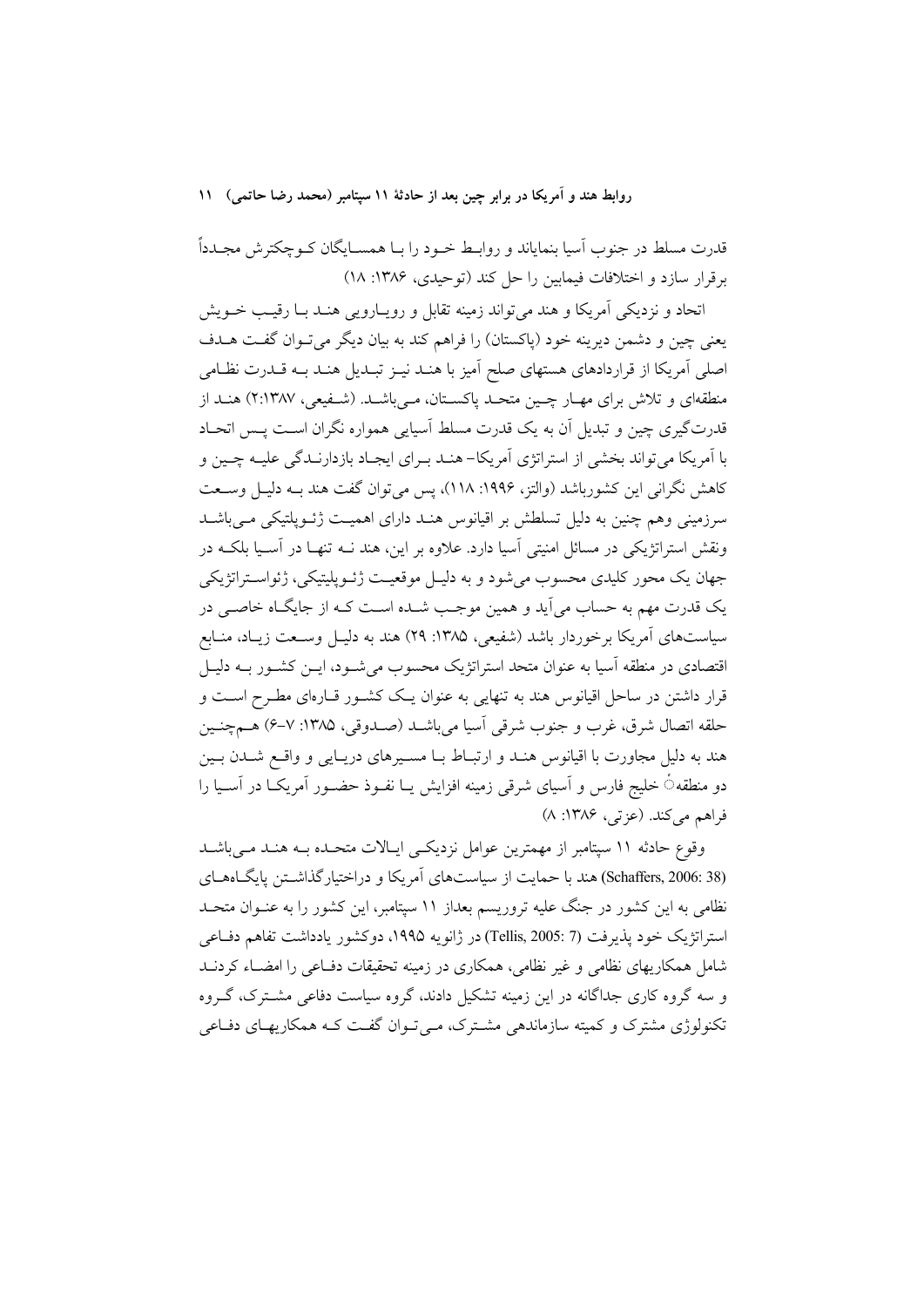قدرت مسلط در جنوب آسیا بنمایاند و روابط خود را با همسایگان کوچکترش مجدداً برقرار سازد و اختلافات فیمابین را حل کند (توحیدی، ۱۳۸۶: ۱۸)

اتحاد و نزدیکی آمریکا و هند می‌تواند زمینه تقابل و رویارویی هند با رقیب خویش یعنی چین و دشمن دیرینه خود (پاکستان) را فراهم کند به بیان دیگر می‌توان گفت هدف اصلی آمریکا از قراردادهای هسته‌ای صلح آمیز با هند نیز تبدیل هند به قدرت نظامی منطقه‌ای و تلاش برای مهار چین متحد پاکستان، می‌باشد. (شفیعی، ۱۳۸۷:۲) هند از قدرت‌گیری چین و تبدیل آن به یک قدرت مسلط آسیایی همواره نگران است پس اتحاد با آمریکا می‌تواند بخشی از استراتژی آمریکا- هند برای ایجاد بازدارندگی علیه چین و کاهش نگرانی این کشورباشد (والتز، ۱۹۹۶: ۱۱۸)، پس می‌توان گفت هند به دلیل وسعت سرزمینی وهم چنین به دلیل تسلطش بر اقیانوس هند دارای اهمیت ژئوپلتیکی می‌باشد ونقش استراتژیکی در مسائل امنیتی آسیا دارد. علاوه بر این، هند نه تنها در آسیا بلکه در جهان یک محور کلیدی محسوب می‌شود و به دلیل موقعیت ژئوپلیتیکی، ژئواستراتژیکی یک قدرت مهم به حساب می‌آید و همین موجب شده است که از جایگاه خاصی در سیاست‌های آمریکا برخوردار باشد (شفیعی، ۱۳۸۵: ۲۹) هند به دلیل وسعت زیاد، منابع اقتصادی در منطقه آسیا به عنوان متحد استراتژیک محسوب می‌شود، این کشور به دلیل قرار داشتن در ساحل اقیانوس هند به تنهایی به عنوان یک کشور قاره‌ای مطرح است و حلقه اتصال شرق، غرب و جنوب شرقی آسیا می‌باشد (صدوقی، ۱۳۸۵: ۷-۶) هم‌چنین هند به دلیل مجاورت با اقیانوس هند و ارتباط با مسیرهای دریایی و واقع شدن بین دو منطقهٔ خلیج فارس و آسیای شرقی زمینه افزایش یا نفوذ حضور آمریکا در آسیا را فراهم می‌کند. (عزتی، ۱۳۸۶: ۸)

وقوع حادثه ۱۱ سپتامبر از مهمترین عوامل نزدیکی ایالات متحده به هند می‌باشد (Schaffers, 2006: 38) هند با حمایت از سیاست‌های آمریکا و دراختیارگذاشتن پایگاه‌های نظامی به این کشور در جنگ علیه تروریسم بعداز ۱۱ سپتامبر، این کشور را به عنوان متحد استراتژیک خود پذیرفت (Tellis, 2005: 7) در ژانویه ۱۹۹۵، دوکشور یادداشت تفاهم دفاعی شامل همکاریهای نظامی و غیر نظامی، همکاری در زمینه تحقیقات دفاعی را امضاء کردند و سه گروه کاری جداگانه در این زمینه تشکیل دادند، گروه سیاست دفاعی مشترک، گروه تکنولوژی مشترک و کمیته سازماندهی مشترک، می‌توان گفت که همکاریهای دفاعی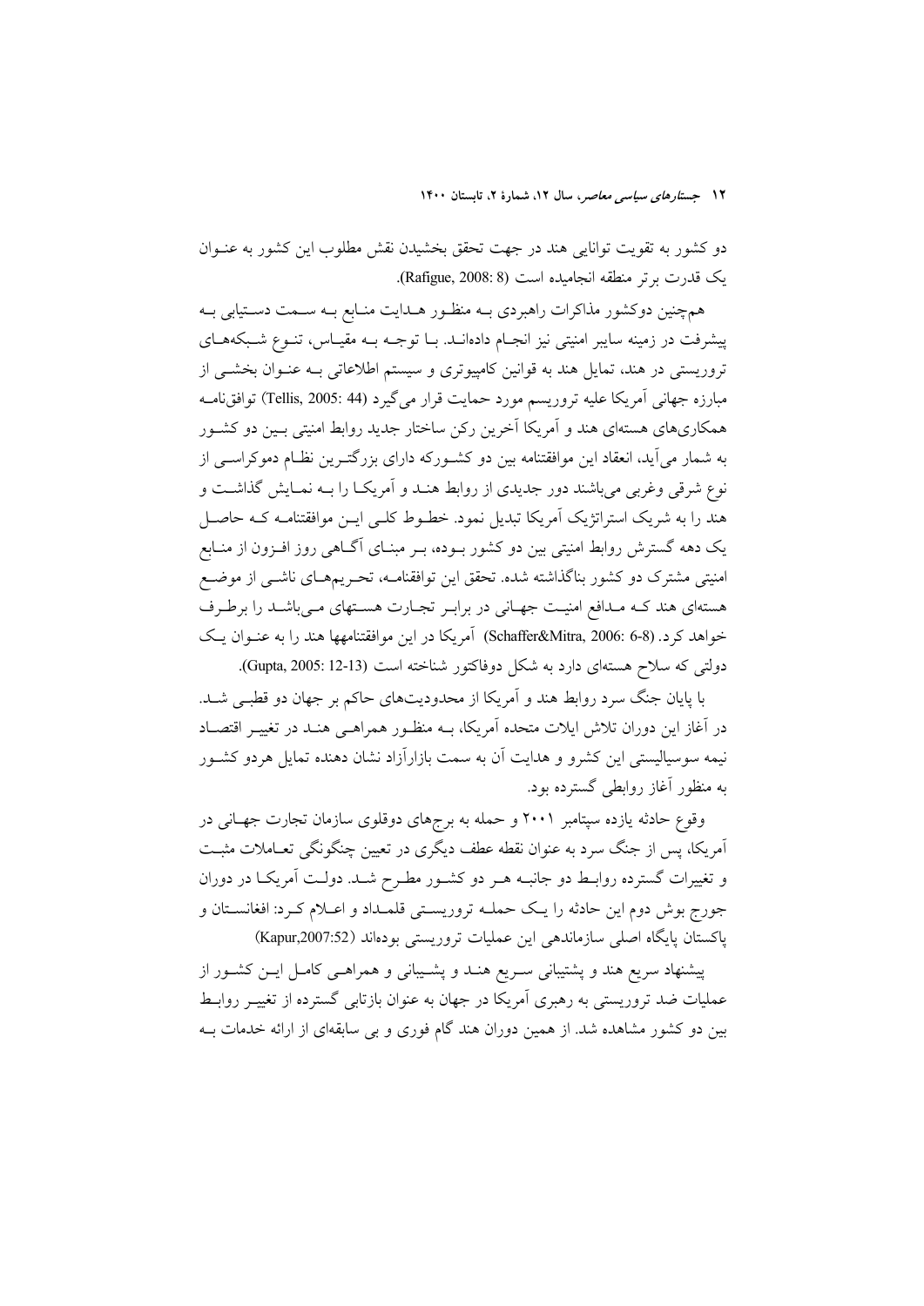دو کشور به تقویت توانایی هند در جهت تحقق بخشیدن نقش مطلوب این کشور به عنـوان یک قدرت برتر منطقه انجامیده است (Rafigue, 2008: 8).

هم‌چنین دوکشور مذاکرات راهبردی بـه منظـور هـدایت منـابع بـه سـمت دسـتیابی بـه پیشرفت در زمینه سایر امنیتی نیز انجـام داده‌انـد. بـا توجـه بـه مقیـاس، تنـوع شـبکه‌هـای تروریستی در هند، تمایل هند به قوانین کامپیوتری و سیستم اطلاعاتی بـه عنـوان بخشـی از مبارزه جهانی آمریکا علیه تروریسم مورد حمایت قرار می‌گیرد (Tellis, 2005: 44) توافق‌نامـه همکاری‌های هسته‌ای هند و آمریکا آخرین رکن ساختار جدید روابط امنیتی بـین دو کشـور به شمار می‌آید، انعقاد این موافقتنامه بین دو کشـورکه دارای بزرگتـرین نظـام دموکراسـی از نوع شرقی وغربی می‌باشند دور جدیدی از روابط هنـد و آمریکـا را بـه نمـایش گذاشـت و هند را به شریک استراتژیک آمریکا تبدیل نمود. خطـوط کلـی ایـن موافقتنامـه کـه حاصـل یک دهه گسترش روابط امنیتی بین دو کشور بـوده، بـر مبنـای آگـاهی روز افـزون از منـابع امنیتی مشترک دو کشور بناگذاشته شده. تحقق این توافقنامـه، تحـریم‌هـای ناشـی از موضـع هسته‌ای هند کـه مـدافع امنیـت جهـانی در برابـر تجـارت هسـته‌ای مـی‌باشـد را برطـرف خواهد کرد. (Schaffer&Mitra, 2006: 6-8) آمریکا در این موافقتنامهها هند را به عنـوان یـک دولتی که سلاح هسته‌ای دارد به شکل دوفاکتور شناخته است (Gupta, 2005: 12-13).

با پایان جنگ سرد روابط هند و آمریکا از محدودیت‌های حاکم بر جهان دو قطبـی شـد. در آغاز این دوران تلاش ایالات متحده آمریکا، بـه منظـور همراهـی هنـد در تغییـر اقتصـاد نیمه سوسیالیستی این کشرو و هدایت آن به سمت بازارآزاد نشان دهنده تمایل هردو کشـور به منظور آغاز روابطی گسترده بود.

وقوع حادثه یازده سپتامبر ۲۰۰۱ و حمله به برج‌های دوقلوی سازمان تجارت جهـانی در آمریکا، پس از جنگ سرد به عنوان نقطه عطف دیگری در تعیین چنگونگی تعـاملات مثبـت و تغییرات گسترده روابـط دو جانبـه هـر دو کشـور مطـرح شـد. دولـت آمریکـا در دوران جورج بوش دوم این حادثه را یـک حملـه تروریسـتی قلمـداد و اعـلام کـرد: افغانسـتان و پاکستان پایگاه اصلی سازماندهی این عملیات تروریستی بوده‌اند (Kapur,2007:52)

پیشنهاد سریع هند و پشتیبانی سـریع هنـد و پشـیبانی و همراهـی کامـل ایـن کشـور از عملیات ضد تروریستی به رهبری آمریکا در جهان به عنوان بازتابی گسترده از تغییـر روابـط بین دو کشور مشاهده شد. از همین دوران هند گام فوری و بی سابقه‌ای از ارائه خدمات بـه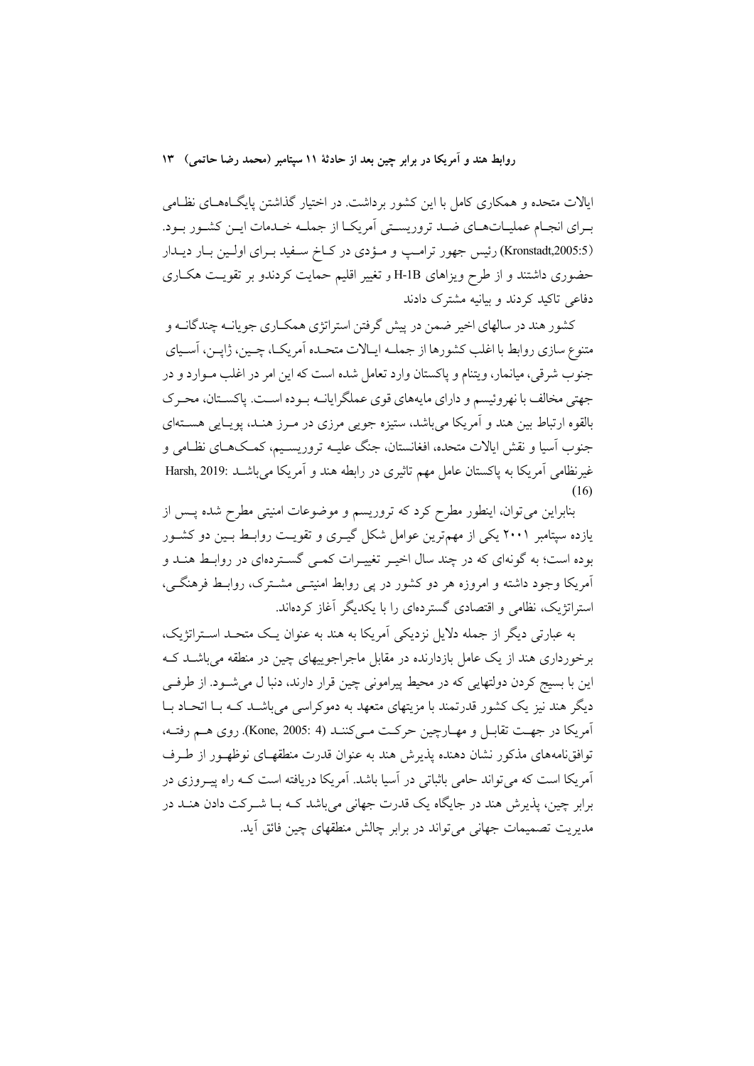ایالات متحده و همکاری کامل با این کشور برداشت. در اختیار گذاشتن پایگاه‌های نظامی برای انجام عملیات‌های ضد تروریستی آمریکا از جمله خدمات این کشور بود. (Kronstadt,2005:5) رئیس جمهور ترامپ و مؤدی در کاخ سفید برای اولین بار دیدار حضوری داشتند و از طرح ویزاهای H-1B و تغییر اقلیم حمایت کردندو بر تقویت هکاری دفاعی تاکید کردند و بیانیه مشترک دادند

کشور هند در سالهای اخیر ضمن در پیش گرفتن استراتژی همکاری جویانه چندگانه و متنوع سازی روابط با اغلب کشورها از جمله ایالات متحده آمریکا، چین، ژاپن، آسیای جنوب شرقی، میانمار، ویتنام و پاکستان وارد تعامل شده است که این امر در اغلب موارد و در جهتی مخالف با نهروئیسم و دارای مایه‌های قوی عملگرایانه بوده است. پاکستان، محرک بالقوه ارتباط بین هند و آمریکا می‌باشد، ستیزه جویی مرزی در مرز هند، پویایی هسته‌ای جنوب آسیا و نقش ایالات متحده، افغانستان، جنگ علیه تروریسیم، کمک‌های نظامی و غیرنظامی آمریکا به پاکستان عامل مهم تاثیری در رابطه هند و آمریکا می‌باشد :Harsh, 2019 (16)

بنابراین می‌توان، اینطور مطرح کرد که تروریسم و موضوعات امنیتی مطرح شده پس از یازده سپتامبر ۲۰۰۱ یکی از مهم‌ترین عوامل شکل گیری و تقویت روابط بین دو کشور بوده است؛ به گونه‌ای که در چند سال اخیر تغییرات کمی گسترده‌ای در روابط هند و آمریکا وجود داشته و امروزه هر دو کشور در پی روابط امنیتی مشترک، روابط فرهنگی، استراتژیک، نظامی و اقتصادی گسترده‌ای را با یکدیگر آغاز کرده‌اند.

به عبارتی دیگر از جمله دلایل نزدیکی آمریکا به هند به عنوان یک متحد استراتژیک، برخورداری هند از یک عامل بازدارنده در مقابل ماجراجوییهای چین در منطقه می‌باشد که این با بسیج کردن دولتهایی که در محیط پیرامونی چین قرار دارند، دنبا ل می‌شود. از طرفی دیگر هند نیز یک کشور قدرتمند با مزیتهای متعهد به دموکراسی می‌باشد که با اتحاد با آمریکا در جهت تقابل و مهارچین حرکت می‌کنند (Kone, 2005: 4). روی هم رفته، توافق‌نامه‌های مذکور نشان دهنده پذیرش هند به عنوان قدرت منطقه‌ای نوظهور از طرف آمریکا است که می‌تواند حامی باثباتی در آسیا باشد. آمریکا دریافته است که راه پیروزی در برابر چین، پذیرش هند در جایگاه یک قدرت جهانی می‌باشد که با شرکت دادن هند در مدیریت تصمیمات جهانی می‌تواند در برابر چالش منطقه‌ای چین فائق آید.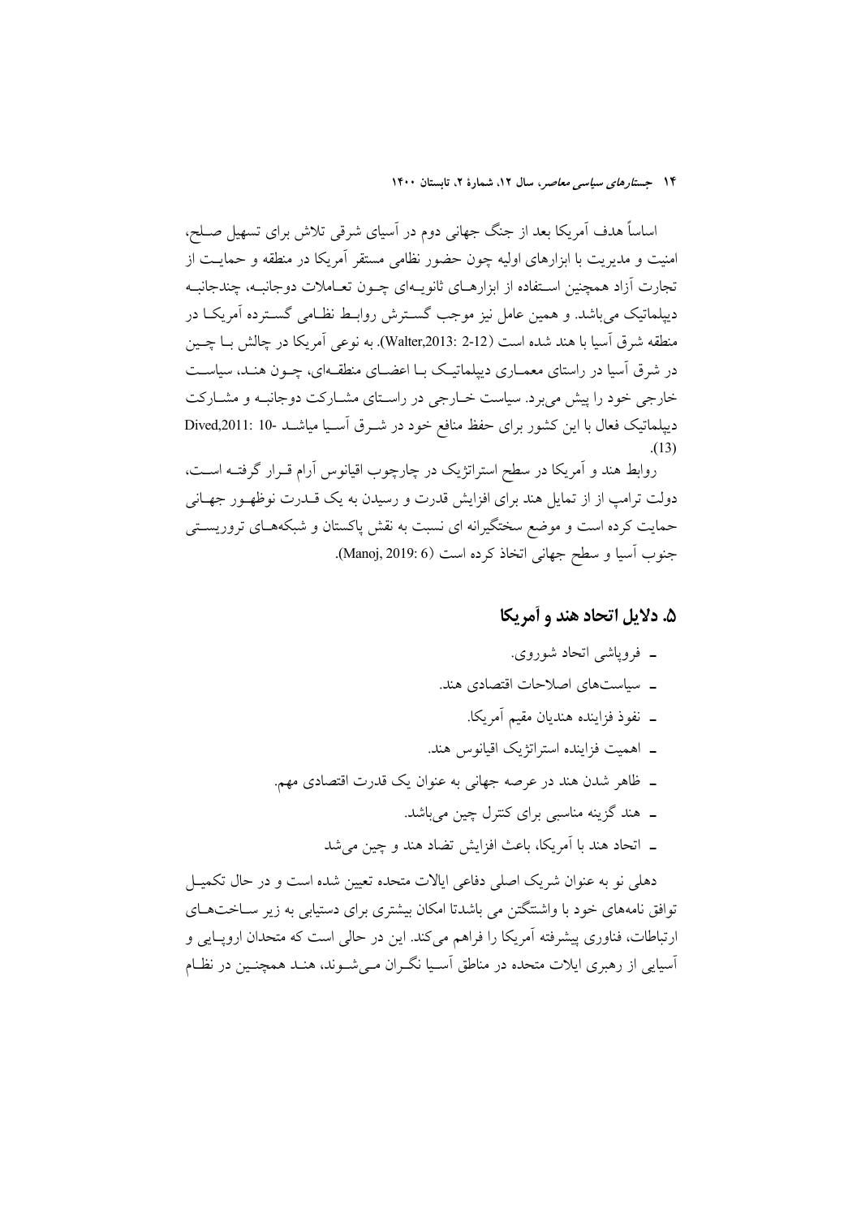اساساً هدف آمریکا بعد از جنگ جهانی دوم در آسیای شرقی تلاش برای تسهیل صلح، امنیت و مدیریت با ابزارهای اولیه چون حضور نظامی مستقر آمریکا در منطقه و حمایت از تجارت آزاد همچنین استفاده از ابزارهای ثانویه‌ای چون تعاملات دوجانبه، چندجانبه دیپلماتیک می‌باشد. و همین عامل نیز موجب گسترش روابط نظامی گسترده آمریکا در منطقه شرق آسیا با هند شده است (Walter,2013: 2-12). به نوعی آمریکا در چالش با چین در شرق آسیا در راستای معماری دیپلماتیک با اعضای منطقه‌ای، چون هند، سیاست خارجی خود را پیش می‌برد. سیاست خارجی در راستای مشارکت دوجانبه و مشارکت دیپلماتیک فعال با این کشور برای حفظ منافع خود در شرق آسیا میباشد (Dived,2011: 10-13).

روابط هند و آمریکا در سطح استراتژیک در چارچوب اقیانوس آرام قرار گرفته است، دولت ترامپ از از تمایل هند برای افزایش قدرت و رسیدن به یک قدرت نوظهور جهانی حمایت کرده است و موضع سختگیرانه ای نسبت به نقش پاکستان و شبکه‌های تروریستی جنوب آسیا و سطح جهانی اتخاذ کرده است (Manoj, 2019: 6).

## ۵. دلایل اتحاد هند و آمریکا

- فروپاشی اتحاد شوروی.
- سیاست‌های اصلاحات اقتصادی هند.
- نفوذ فزاینده هندیان مقیم آمریکا.
- اهمیت فزاینده استراتژیک اقیانوس هند.
- ظاهر شدن هند در عرصه جهانی به عنوان یک قدرت اقتصادی مهم.
- هند گزینه مناسبی برای کنترل چین می‌باشد.
- اتحاد هند با آمریکا، باعث افزایش تضاد هند و چین می‌شد

دهلی نو به عنوان شریک اصلی دفاعی ایالات متحده تعیین شده است و در حال تکمیل توافق نامه‌های خود با واشنگتن می باشدتا امکان بیشتری برای دستیابی به زیر ساخت‌های ارتباطات، فناوری پیشرفته آمریکا را فراهم می‌کند. این در حالی است که متحدان اروپایی و آسیایی از رهبری ایالات متحده در مناطق آسیا نگران می‌شوند، هند همچنین در نظام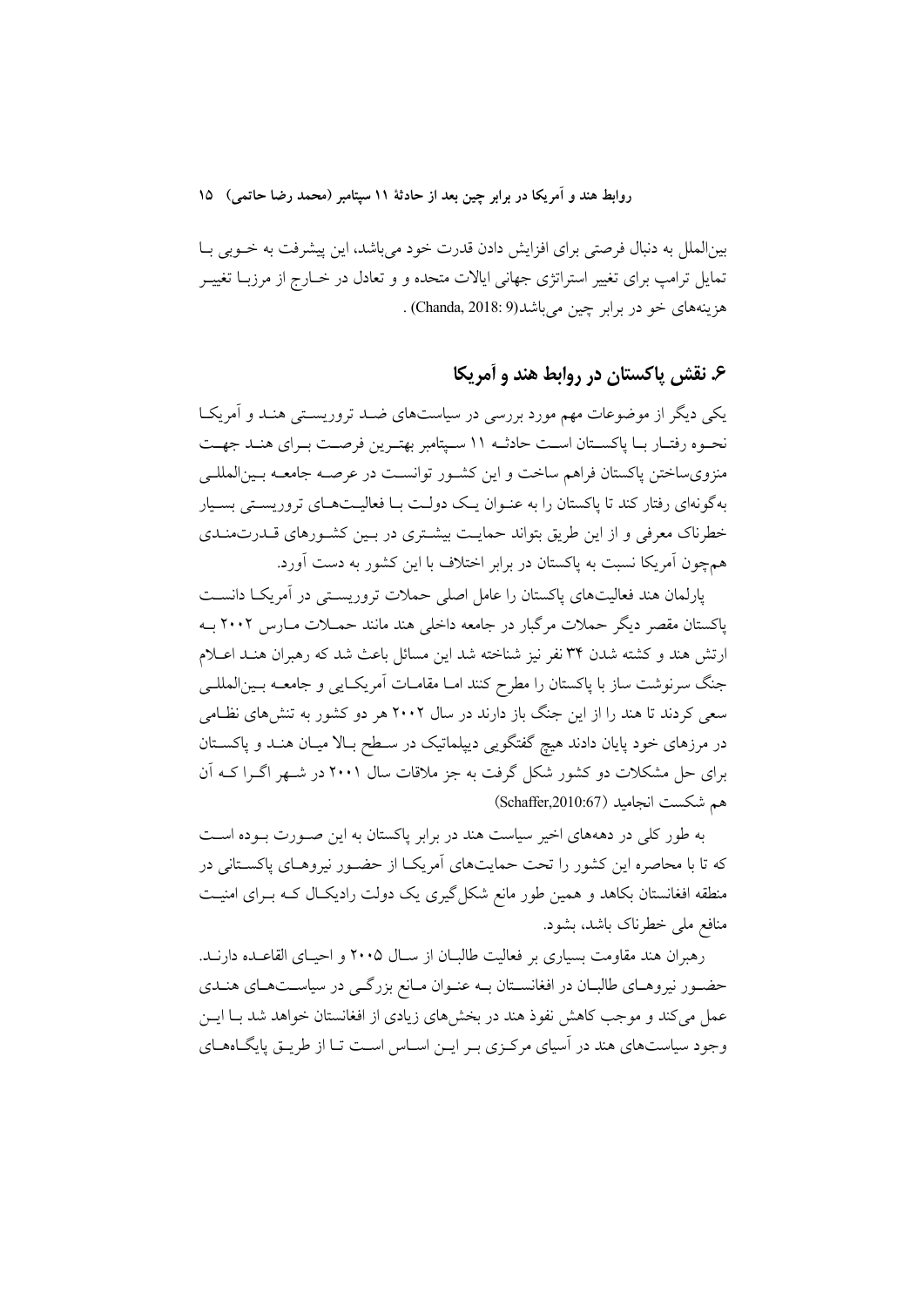بین‌الملل به دنبال فرصتی برای افزایش دادن قدرت خود می‌باشد، این پیشرفت به خـوبی بـا تمایل ترامپ برای تغییر استراتژی جهانی ایالات متحده و و تعادل در خـارج از مرزبـا تغییـر هزینه‌های خو در برابر چین می‌باشد(Chanda, 2018: 9) .

## ۶. نقش پاکستان در روابط هند و آمریکا

یکی دیگر از موضوعات مهم مورد بررسی در سیاست‌های ضـد تروریسـتی هنـد و آمریکـا نحـوه رفتـار بـا پاکستان اسـت حادثـه ۱۱ سـپتامبر بهتـرین فرصـت بـرای هنـد جهـت منزوی‌ساختن پاکستان فراهم ساخت و این کشـور توانسـت در عرصـه جامعـه بـین‌المللـی به‌گونه‌ای رفتار کند تا پاکستان را به عنـوان یـک دولـت بـا فعالیـت‌هـای تروریسـتی بسـیار خطرناک معرفی و از این طریق بتواند حمایـت بیشـتری در بـین کشـورهای قـدرت‌منـدی هم‌چون آمریکا نسبت به پاکستان در برابر اختلاف با این کشور به دست آورد.

پارلمان هند فعالیت‌های پاکستان را عامل اصلی حملات تروریسـتی در آمریکـا دانسـت پاکستان مقصر دیگر حملات مرگبار در جامعه داخلی هند مانند حمـلات مـارس ۲۰۰۲ بـه ارتش هند و کشته شدن ۳۴ نفر نیز شناخته شد این مسائل باعث شد که رهبران هنـد اعـلام جنگ سرنوشت ساز با پاکستان را مطرح کنند امـا مقامـات آمریکـایی و جامعـه بـین‌المللـی سعی کردند تا هند را از این جنگ باز دارند در سال ۲۰۰۲ هر دو کشور به تنش‌های نظـامی در مرزهای خود پایان دادند هیچ گفتگویی دیپلماتیک در سـطح بـالا میـان هنـد و پاکسـتان برای حل مشکلات دو کشور شکل گرفت به جز ملاقات سال ۲۰۰۱ در شـهر اگـرا کـه آن هم شکست انجامید (Schaffer,2010:67)

به طور کلی در دهه‌های اخیر سیاست هند در برابر پاکستان به این صـورت بـوده اسـت که تا با محاصره این کشور را تحت حمایت‌های آمریکـا از حضـور نیروهـای پاکسـتانی در منطقه افغانستان بکاهد و همین طور مانع شکل‌گیری یک دولت رادیکـال کـه بـرای امنیـت منافع ملی خطرناک باشد، بشود.

رهبران هند مقاومت بسیاری بر فعالیت طالبـان از سـال ۲۰۰۵ و احیـای القاعـده دارنـد. حضـور نیروهـای طالبـان در افغانسـتان بـه عنـوان مـانع بزرگـی در سیاسـت‌هـای هنـدی عمل می‌کند و موجب کاهش نفوذ هند در بخش‌های زیادی از افغانستان خواهد شد بـا ایـن وجود سیاست‌های هند در آسیای مرکـزی بـر ایـن اسـاس اسـت تـا از طریـق پایگـاه‌هـای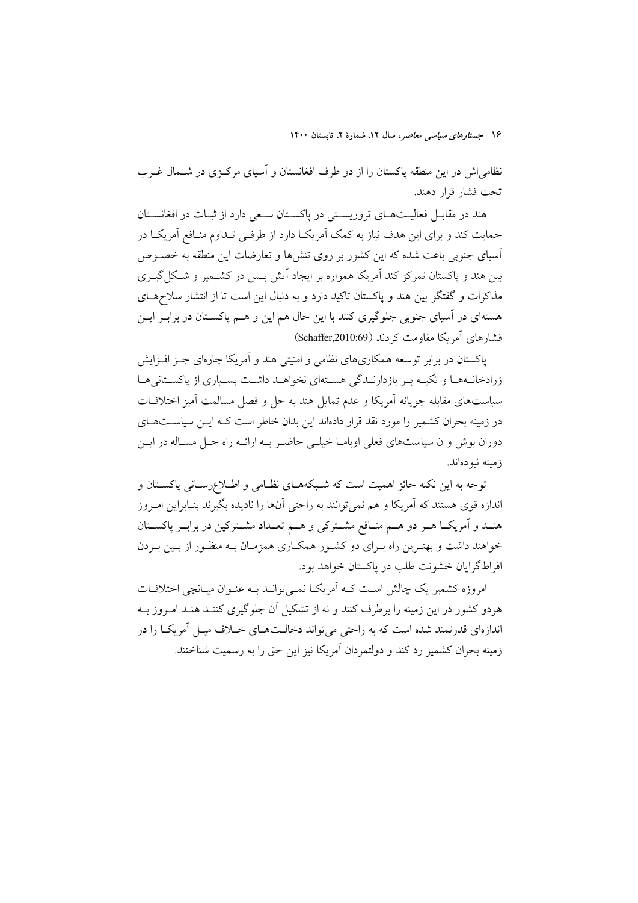نظامی‌اش در این منطقه پاکستان را از دو طرف افغانستان و آسیای مرکزی در شمال غرب تحت فشار قرار دهند.

هند در مقابل فعالیت‌های تروریستی در پاکستان سعی دارد از ثبات در افغانستان حمایت کند و برای این هدف نیاز به کمک آمریکا دارد از طرفی تداوم منافع آمریکا در آسیای جنوبی باعث شده که این کشور بر روی تنش‌ها و تعارضات این منطقه به خصوص بین هند و پاکستان تمرکز کند آمریکا همواره بر ایجاد آتش بس در کشمیر و شکل‌گیری مذاکرات و گفتگو بین هند و پاکستان تاکید دارد و به دنبال این است تا از انتشار سلاح‌های هسته‌ای در آسیای جنوبی جلوگیری کنند با این حال هم این و هم پاکستان در برابر این فشارهای آمریکا مقاومت کردند (Schaffer,2010:69)

پاکستان در برابر توسعه همکاری‌های نظامی و امنیتی هند و آمریکا چاره‌ای جز افزایش زرادخانه‌ها و تکیه بر بازدارندگی هسته‌ای نخواهد داشت بسیاری از پاکستانی‌ها سیاست‌های مقابله جویانه آمریکا و عدم تمایل هند به حل و فصل مسالمت آمیز اختلافات در زمینه بحران کشمیر را مورد نقد قرار داده‌اند این بدان خاطر است که این سیاست‌های دوران بوش و ن سیاست‌های فعلی اوباما خیلی حاضر به ارائه راه حل مساله در این زمینه نبوده‌اند.

توجه به این نکته حائز اهمیت است که شبکه‌های نظامی و اطلاع‌رسانی پاکستان و اندازه قوی هستند که آمریکا و هم نمی‌توانند به راحتی آنها را نادیده بگیرند بنابراین امروز هند و آمریکا هر دو هم منافع مشترکی و هم تعداد مشترکین در برابر پاکستان خواهند داشت و بهترین راه برای دو کشور همکاری همزمان به منظور از بین بردن افراط‌گرایان خشونت طلب در پاکستان خواهد بود.

امروزه کشمیر یک چالش است که آمریکا نمی‌تواند به عنوان میانجی اختلافات هردو کشور در این زمینه را برطرف کند و نه از تشکیل آن جلوگیری کنند هند امروز به اندازه‌ای قدرتمند شده است که به راحتی می‌تواند دخالت‌های خلاف میل آمریکا را در زمینه بحران کشمیر رد کند و دولتمردان آمریکا نیز این حق را به رسمیت شناختند.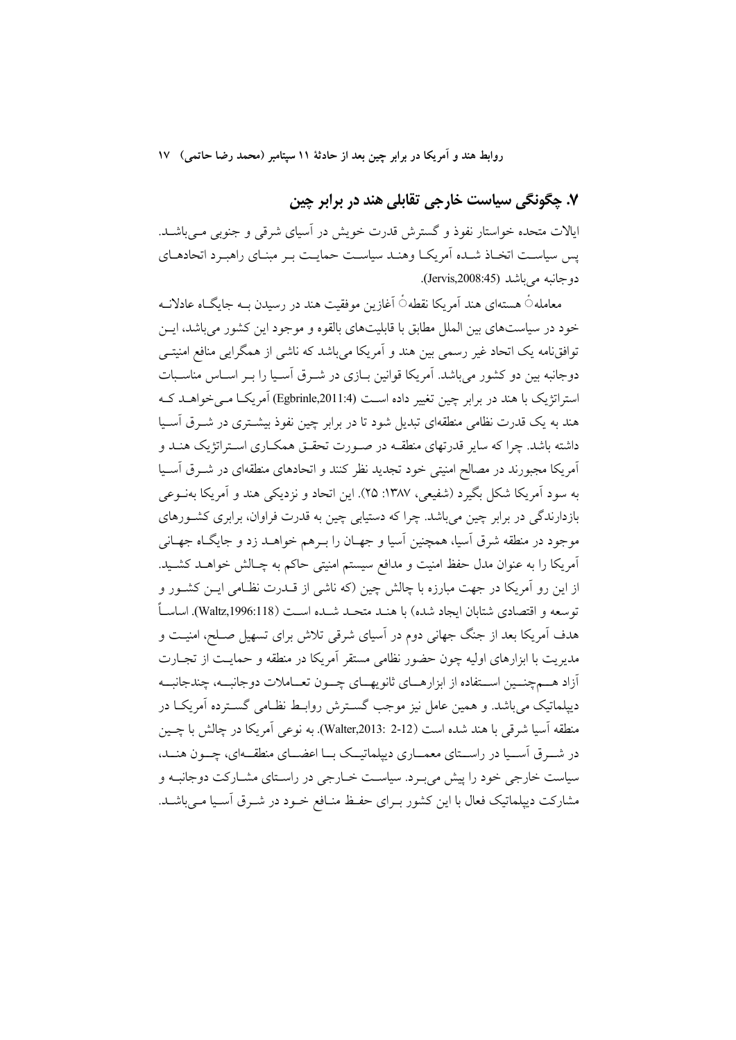## ۷. چگونگی سیاست خارجی تقابلی هند در برابر چین

ایالات متحده خواستار نفوذ و گسترش قدرت خویش در آسیای شرقی و جنوبی می‌باشد. پس سیاست اتخاذ شده آمریکا وهند سیاست حمایت بر مبنای راهبرد اتحادهای دوجانبه می‌باشد (Jervis,2008:45).

معاملهٔ هسته‌ای هند آمریکا نقطهٔ آغازین موفقیت هند در رسیدن به جایگاه عادلانه خود در سیاست‌های بین الملل مطابق با قابلیت‌های بالقوه و موجود این کشور می‌باشد، این توافق‌نامه یک اتحاد غیر رسمی بین هند و آمریکا می‌باشد که ناشی از همگرایی منافع امنیتی دوجانبه بین دو کشور می‌باشد. آمریکا قوانین بازی در شرق آسیا را بر اساس مناسبات استراتژیک با هند در برابر چین تغییر داده است (Egbrinle,2011:4) آمریکا می‌خواهد که هند به یک قدرت نظامی منطقه‌ای تبدیل شود تا در برابر چین نفوذ بیشتری در شرق آسیا داشته باشد. چرا که سایر قدرتهای منطقه در صورت تحقق همکاری استراتژیک هند و آمریکا مجبورند در مصالح امنیتی خود تجدید نظر کنند و اتحادهای منطقه‌ای در شرق آسیا به سود آمریکا شکل بگیرد (شفیعی، ۱۳۸۷: ۲۵). این اتحاد و نزدیکی هند و آمریکا به‌نوعی بازدارندگی در برابر چین می‌باشد. چرا که دستیابی چین به قدرت فراوان، برابری کشورهای موجود در منطقه شرق آسیا، همچنین آسیا و جهان را برهم خواهد زد و جایگاه جهانی آمریکا را به عنوان مدل حفظ امنیت و مدافع سیستم امنیتی حاکم به چالش خواهد کشید. از این رو آمریکا در جهت مبارزه با چالش چین (که ناشی از قدرت نظامی این کشور و توسعه و اقتصادی شتابان ایجاد شده) با هند متحد شده است (Waltz,1996:118). اساساً هدف آمریکا بعد از جنگ جهانی دوم در آسیای شرقی تلاش برای تسهیل صلح، امنیت و مدیریت با ابزارهای اولیه چون حضور نظامی مستقر آمریکا در منطقه و حمایت از تجارت آزاد هم‌چنین استفاده از ابزارهای ثانویه‌ای چون تعاملات دوجانبه، چندجانبه دیپلماتیک می‌باشد. و همین عامل نیز موجب گسترش روابط نظامی گسترده آمریکا در منطقه آسیا شرقی با هند شده است (Walter,2013: 2-12). به نوعی آمریکا در چالش با چین در شرق آسیا در راستای معماری دیپلماتیک با اعضای منطقه‌ای، چون هند، سیاست خارجی خود را پیش می‌برد. سیاست خارجی در راستای مشارکت دوجانبه و مشارکت دیپلماتیک فعال با این کشور برای حفظ منافع خود در شرق آسیا می‌باشد.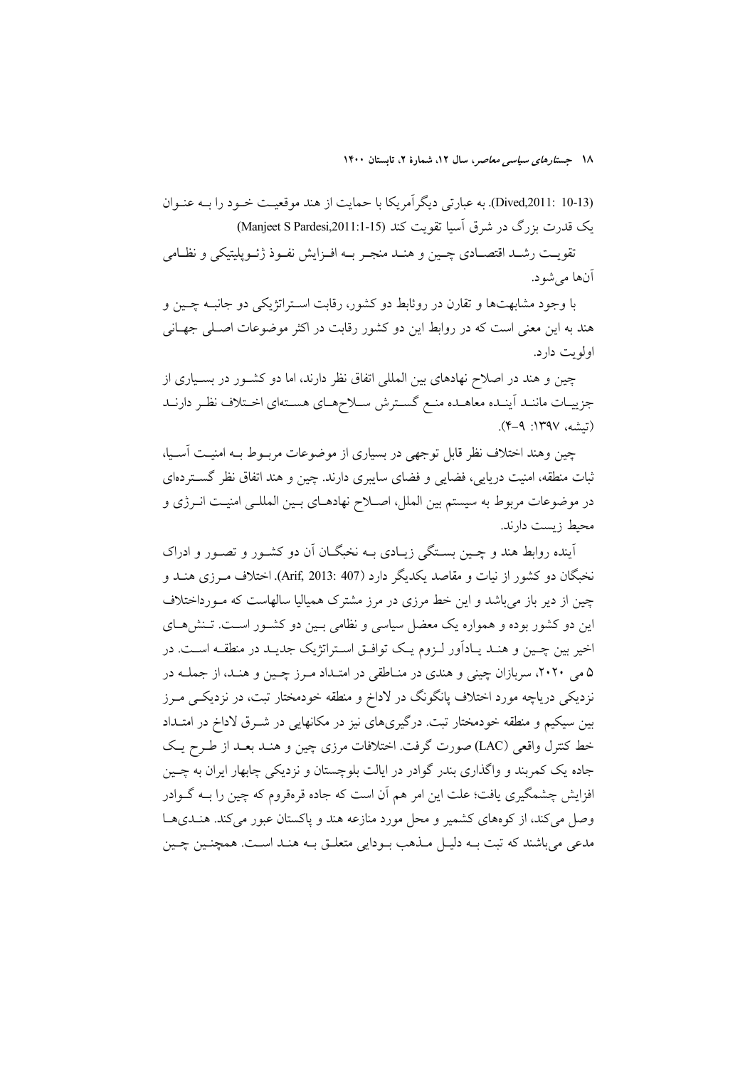(Dived,2011: 10-13). به عبارتی دیگرآمریکا با حمایت از هند موقعیت خود را به عنوان یک قدرت بزرگ در شرق آسیا تقویت کند (Manjeet S Pardesi,2011:1-15)

تقویت رشد اقتصادی چین و هند منجر به افزایش نفوذ ژئوپلیتیکی و نظامی آن‌ها می‌شود.

با وجود مشابهت‌ها و تقارن در روئابط دو کشور، رقابت استراتژیکی دو جانبه چین و هند به این معنی است که در روابط این دو کشور رقابت در اکثر موضوعات اصلی جهانی اولویت دارد.

چین و هند در اصلاح نهادهای بین المللی اتفاق نظر دارند، اما دو کشور در بسیاری از جزییات مانند آینده معاهده منع گسترش سلاح‌های هسته‌ای اختلاف نظر دارند (تیشه، ۱۳۹۷: ۹-۴).

چین وهند اختلاف نظر قابل توجهی در بسیاری از موضوعات مربوط به امنیت آسیا، ثبات منطقه، امنیت دریایی، فضایی و فضای سایبری دارند. چین و هند اتفاق نظر گسترده‌ای در موضوعات مربوط به سیستم بین الملل، اصلاح نهادهای بین المللی امنیت انرژی و محیط زیست دارند.

آینده روابط هند و چین بستگی زیادی به نخبگان آن دو کشور و تصور و ادراک نخبگان دو کشور از نیات و مقاصد یکدیگر دارد (Arif, 2013: 407). اختلاف مرزی هند و چین از دیر باز می‌باشد و این خط مرزی در مرز مشترک همیالیا سالهاست که موراختلاف این دو کشور بوده و همواره یک معضل سیاسی و نظامی بین دو کشور است. تنش‌های اخیر بین چین و هند یادآور لزوم یک توافق استراتژیک جدید در منطقه است. در ۵ می ۲۰۲۰، سربازان چینی و هندی در مناطقی در امتداد مرز چین و هند، از جمله در نزدیکی دریاچه مورد اختلاف پانگونگ در لاداخ و منطقه خودمختار تبت، در نزدیکی مرز بین سیکیم و منطقه خودمختار تبت. درگیری‌های نیز در مکانهایی در شرق لاداخ در امتداد خط کنترل واقعی (LAC) صورت گرفت. اختلافات مرزی چین و هند بعد از طرح یک جاده یک کمربند و واگذاری بندر گوادر در ایالت بلوچستان و نزدیکی چابهار ایران به چین افزایش چشمگیری یافت؛ علت این امر هم آن است که جاده قرەقروم که چین را به گوادر وصل می‌کند، از کوه‌های کشمیر و محل مورد منازعه هند و پاکستان عبور می‌کند. هندی‌ها مدعی می‌باشند که تبت به دلیل مذهب بودایی متعلق به هند است. همچنین چین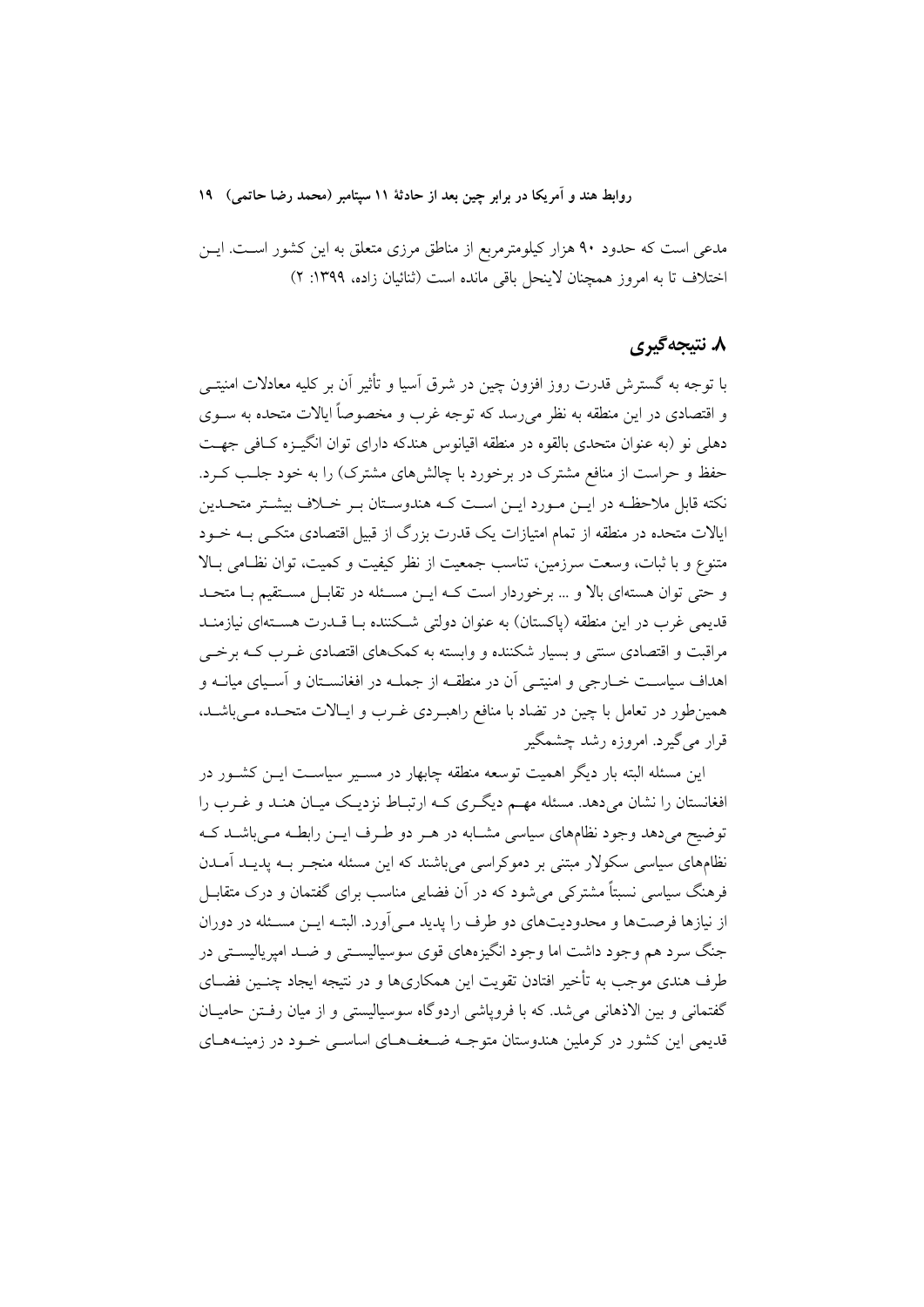مدعی است که حدود ۹۰ هزار کیلومترمربع از مناطق مرزی متعلق به این کشور است. این اختلاف تا به امروز همچنان لاینحل باقی مانده است (ثنائیان زاده، ۱۳۹۹: ۲)

## ۸. نتیجه‌گیری

با توجه به گسترش قدرت روز افزون چین در شرق آسیا و تأثیر آن بر کلیه معادلات امنیتی و اقتصادی در این منطقه به نظر می‌رسد که توجه غرب و مخصوصاً ایالات متحده به سوی دهلی نو (به عنوان متحدی بالقوه در منطقه اقیانوس هندکه دارای توان انگیزه کافی جهت حفظ و حراست از منافع مشترک در برخورد با چالش‌های مشترک) را به خود جلب کرد. نکته قابل ملاحظه در این مورد این است که هندوستان بر خلاف بیشتر متحدین ایالات متحده در منطقه از تمام امتیازات یک قدرت بزرگ از قبیل اقتصادی متکی به خود متنوع و با ثبات، وسعت سرزمین، تناسب جمعیت از نظر کیفیت و کمیت، توان نظامی بالا و حتی توان هسته‌ای بالا و ... برخوردار است که این مسئله در تقابل مستقیم با متحد قدیمی غرب در این منطقه (پاکستان) به عنوان دولتی شکننده با قدرت هسته‌ای نیازمند مراقبت و اقتصادی سنتی و بسیار شکننده و وابسته به کمک‌های اقتصادی غرب که برخی اهداف سیاست خارجی و امنیتی آن در منطقه از جمله در افغانستان و آسیای میانه و همین‌طور در تعامل با چین در تضاد با منافع راهبردی غرب و ایالات متحده می‌باشد، قرار می‌گیرد. امروزه رشد چشمگیر

این مسئله البته بار دیگر اهمیت توسعه منطقه چابهار در مسیر سیاست این کشور در افغانستان را نشان می‌دهد. مسئله مهم دیگری که ارتباط نزدیک میان هند و غرب را توضیح می‌دهد وجود نظام‌های سیاسی مشابه در هر دو طرف این رابطه می‌باشد که نظام‌های سیاسی سکولار مبتنی بر دموکراسی می‌باشند که این مسئله منجر به پدید آمدن فرهنگ سیاسی نسبتاً مشترکی می‌شود که در آن فضایی مناسب برای گفتمان و درک متقابل از نیازها فرصت‌ها و محدودیت‌های دو طرف را پدید می‌آورد. البته این مسئله در دوران جنگ سرد هم وجود داشت اما وجود انگیزه‌های قوی سوسیالیستی و ضد امپریالیستی در طرف هندی موجب به تأخیر افتادن تقویت این همکاری‌ها و در نتیجه ایجاد چنین فضای گفتمانی و بین الاذهانی می‌شد. که با فروپاشی اردوگاه سوسیالیستی و از میان رفتن حامیان قدیمی این کشور در کرملین هندوستان متوجه ضعف‌های اساسی خود در زمینه‌های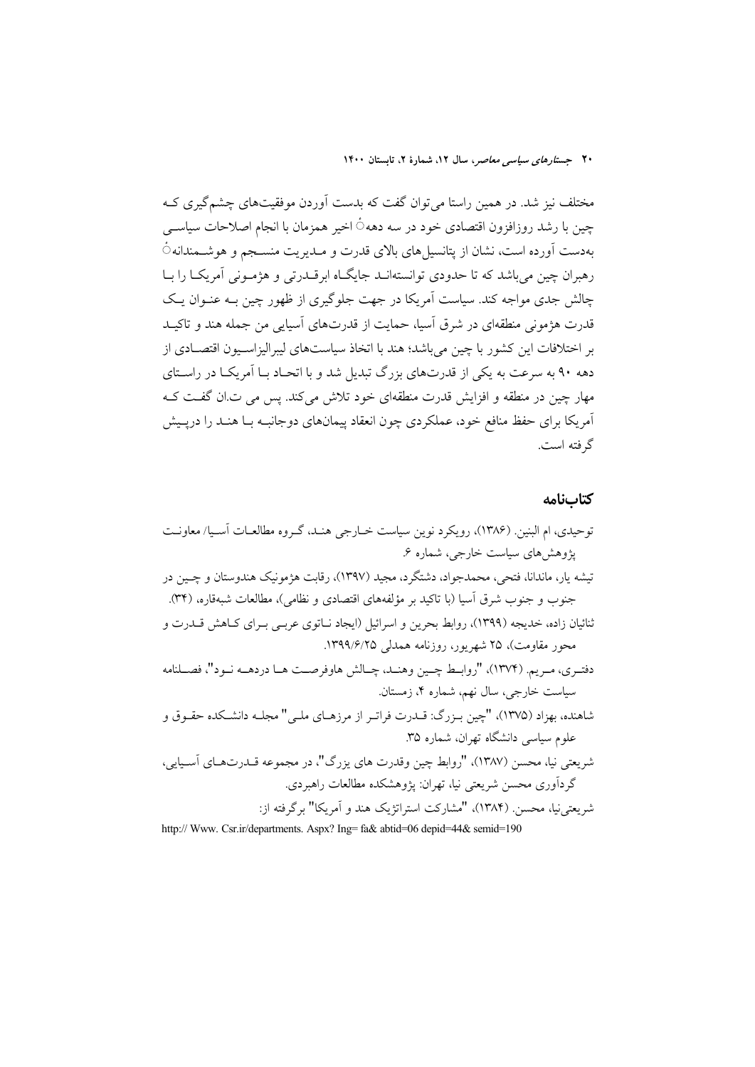مختلف نیز شد. در همین راستا می‌توان گفت که بدست آوردن موفقیت‌های چشم‌گیری که چین با رشد روزافزون اقتصادی خود در سه دههٔ اخیر همزمان با انجام اصلاحات سیاسی بدست آورده است، نشان از پتانسیل‌های بالای قدرت و مدیریت منسجم و هوشمندانهٔ رهبران چین می‌باشد که تا حدودی توانسته‌اند جایگاه ابرقدرتی و هژمونی آمریکا را با چالش جدی مواجه کند. سیاست آمریکا در جهت جلوگیری از ظهور چین به عنوان یک قدرت هژمونی منطقه‌ای در شرق آسیا، حمایت از قدرت‌های آسیایی من جمله هند و تاکید بر اختلافات این کشور با چین می‌باشد؛ هند با اتخاذ سیاست‌های لیبرالیزاسیون اقتصادی از دهه ۹۰ به سرعت به یکی از قدرت‌های بزرگ تبدیل شد و با اتحاد با آمریکا در راستای مهار چین در منطقه و افزایش قدرت منطقه‌ای خود تلاش می‌کند. پس می ت.ان گفت که آمریکا برای حفظ منافع خود، عملکردی چون انعقاد پیمان‌های دوجانبه با هند را درپیش گرفته است.

## کتاب‌نامه

توحیدی، ام البنین. (۱۳۸۶)، رویکرد نوین سیاست خارجی هند، گروه مطالعات آسیا/ معاونت پژوهش‌های سیاست خارجی، شماره ۶.

تیشه یار، ماندانا، فتحی، محمدجواد، دشتگرد، مجید (۱۳۹۷)، رقابت هژمونیک هندوستان و چین در جنوب و جنوب شرق آسیا (با تاکید بر مؤلفه‌های اقتصادی و نظامی)، مطالعات شبه‌قاره، (۳۴).

ثنائیان زاده، خدیجه (۱۳۹۹)، روابط بحرین و اسرائیل (ایجاد ناتوی عربی برای کاهش قدرت و محور مقاومت)، ۲۵ شهریور، روزنامه همدلی ۱۳۹۹/۶/۲۵.

دفتری، مریم. (۱۳۷۴)، "روابط چین وهند، چالش هاوفرصت ها دردهه نود"، فصلنامه سیاست خارجی، سال نهم، شماره ۴، زمستان.

شاهنده، بهزاد (۱۳۷۵)، "چین بزرگ: قدرت فراتر از مرزهای ملی" مجله دانشکده حقوق و علوم سیاسی دانشگاه تهران، شماره ۳۵.

شریعتی نیا، محسن (۱۳۸۷)، "روابط چین وقدرت های بزرگ"، در مجموعه قدرت‌های آسیایی، گردآوری محسن شریعتی نیا، تهران: پژوهشکده مطالعات راهبردی.

شریعتی‌نیا، محسن. (۱۳۸۴)، "مشارکت استراتژیک هند و آمریکا" برگرفته از:

http:// Www. Csr.ir/departments. Aspx? Ing= fa& abtid=06 depid=44& semid=190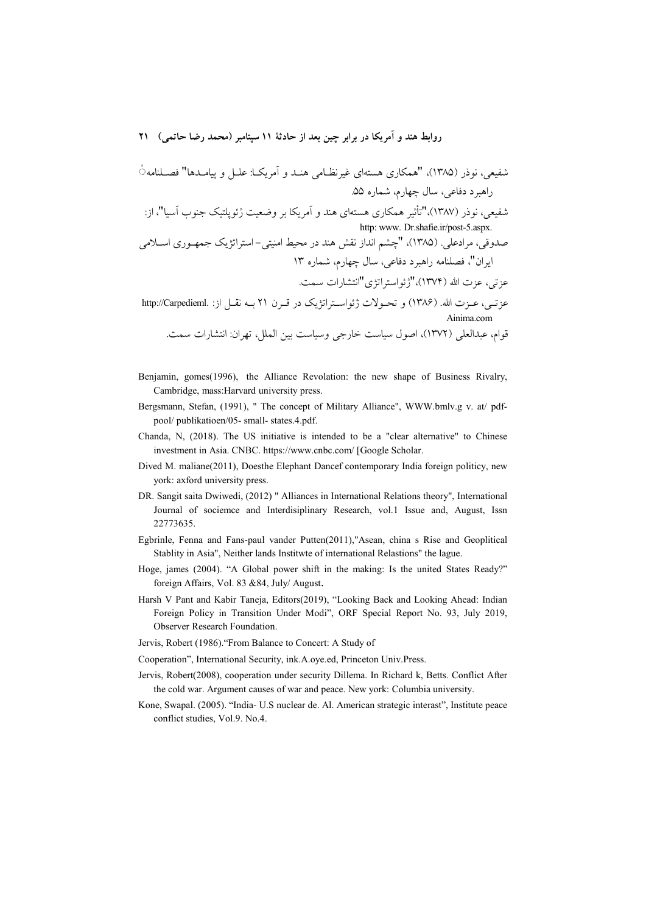شفیعی، نوذر (۱۳۸۵)، "همکاری هسته‌ای غیرنظامی هند و آمریکا: علل و پیامدها" فصلنامه راهبرد دفاعی، سال چهارم، شماره ۵۵.

شفیعی، نوذر (۱۳۸۷)،"تأثیر همکاری هسته‌ای هند و آمریکا بر وضعیت ژئوپلتیک جنوب آسیا"، از: http: www. Dr.shafie.ir/post-5.aspx.

صدوقی، مرادعلی. (۱۳۸۵)، "چشم انداز نقش هند در محیط امنیتی- استراتژیک جمهوری اسلامی ایران"، فصلنامه راهبرد دفاعی، سال چهارم، شماره ۱۳

عزتی، عزت الله (۱۳۷۴)،"ژئواستراتژی"انتشارات سمت.

عزتی، عزت الله. (۱۳۸۶) و تحولات ژئواستراتژیک در قرن ۲۱ به نقل از: http://Carpedieml. Ainima.com

قوام، عبدالعلی (۱۳۷۲)، اصول سیاست خارجی وسیاست بین الملل، تهران: انتشارات سمت.

Benjamin, gomes(1996), the Alliance Revolation: the new shape of Business Rivalry, Cambridge, mass:Harvard university press.

Bergsmann, Stefan, (1991), " The concept of Military Alliance", WWW.bmlv.g v. at/ pdf-pool/ publikatioen/05- small- states.4.pdf.

Chanda, N, (2018). The US initiative is intended to be a "clear alternative" to Chinese investment in Asia. CNBC. https://www.cnbc.com/ [Google Scholar.

Dived M. maliane(2011), Doesthe Elephant Dancef contemporary India foreign politicy, new york: axford university press.

DR. Sangit saita Dwiwedi, (2012) " Alliances in International Relations theory", International Journal of sociemce and Interdisiplinary Research, vol.1 Issue and, August, Issn 22773635.

Egbrinle, Fenna and Fans-paul vander Putten(2011),"Asean, china s Rise and Geoplitical Stablity in Asia", Neither lands Institwte of international Relastions" the lague.

Hoge, james (2004). "A Global power shift in the making: Is the united States Ready?" foreign Affairs, Vol. 83 &84, July/ August.

Harsh V Pant and Kabir Taneja, Editors(2019), "Looking Back and Looking Ahead: Indian Foreign Policy in Transition Under Modi", ORF Special Report No. 93, July 2019, Observer Research Foundation.

Jervis, Robert (1986)."From Balance to Concert: A Study of

Cooperation", International Security, ink.A.oye.ed, Princeton Univ.Press.

Jervis, Robert(2008), cooperation under security Dillema. In Richard k, Betts. Conflict After the cold war. Argument causes of war and peace. New york: Columbia university.

Kone, Swapal. (2005). "India- U.S nuclear de. Al. American strategic interast", Institute peace conflict studies, Vol.9. No.4.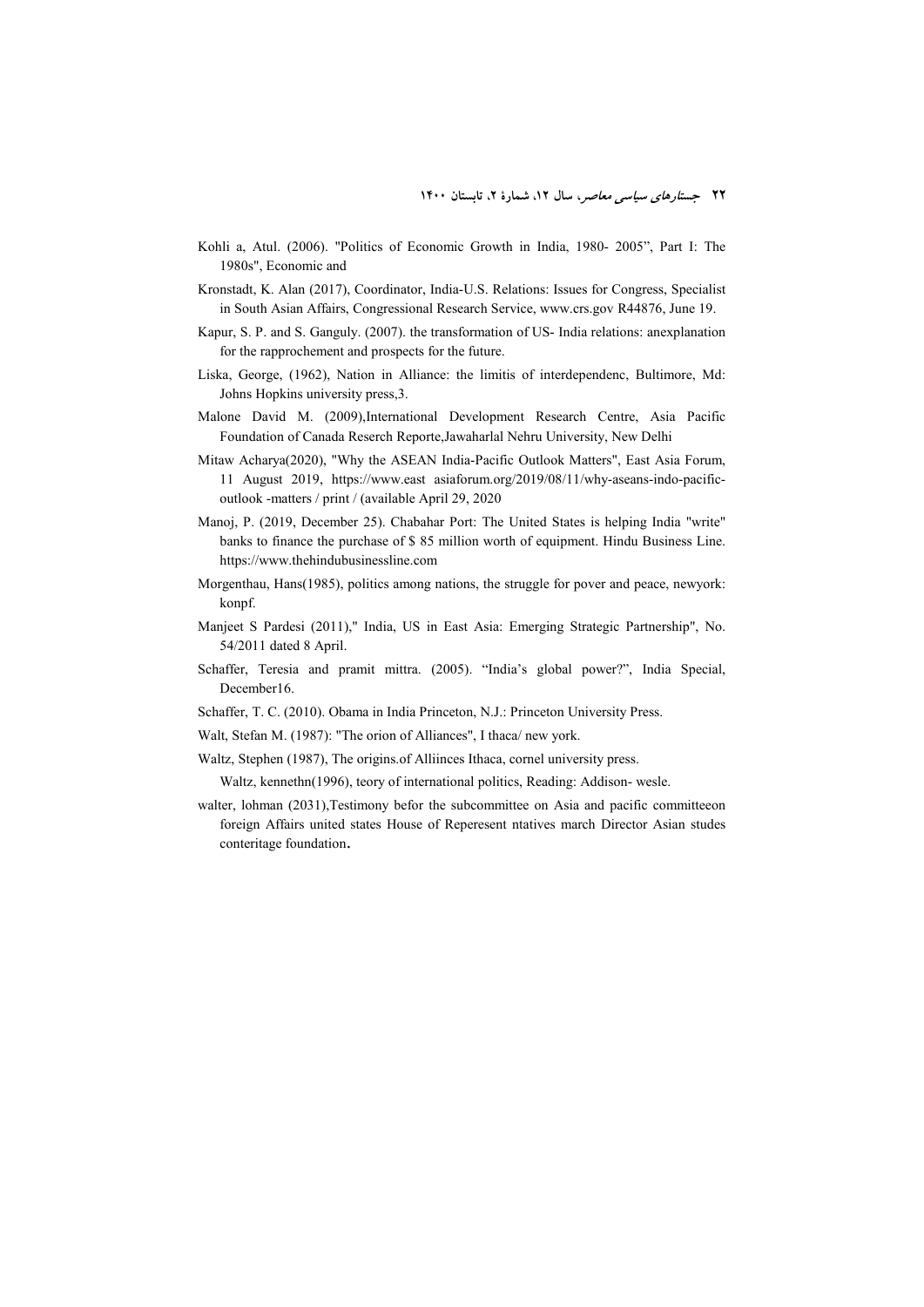Kohli a, Atul. (2006). "Politics of Economic Growth in India, 1980- 2005", Part I: The 1980s", Economic and

Kronstadt, K. Alan (2017), Coordinator, India-U.S. Relations: Issues for Congress, Specialist in South Asian Affairs, Congressional Research Service, www.crs.gov R44876, June 19.

Kapur, S. P. and S. Ganguly. (2007). the transformation of US- India relations: anexplanation for the rapprochement and prospects for the future.

Liska, George, (1962), Nation in Alliance: the limitis of interdependenc, Bultimore, Md: Johns Hopkins university press,3.

Malone David M. (2009),International Development Research Centre, Asia Pacific Foundation of Canada Reserch Reporte,Jawaharlal Nehru University, New Delhi

Mitaw Acharya(2020), "Why the ASEAN India-Pacific Outlook Matters", East Asia Forum, 11 August 2019, https://www.east asiaforum.org/2019/08/11/why-aseans-indo-pacific-outlook -matters / print / (available April 29, 2020

Manoj, P. (2019, December 25). Chabahar Port: The United States is helping India "write" banks to finance the purchase of $ 85 million worth of equipment. Hindu Business Line. https://www.thehindubusinessline.com

Morgenthau, Hans(1985), politics among nations, the struggle for pover and peace, newyork: konpf.

Manjeet S Pardesi (2011)," India, US in East Asia: Emerging Strategic Partnership", No. 54/2011 dated 8 April.

Schaffer, Teresia and pramit mittra. (2005). "India's global power?", India Special, December16.

Schaffer, T. C. (2010). Obama in India Princeton, N.J.: Princeton University Press.

Walt, Stefan M. (1987): "The orion of Alliances", I thaca/ new york.

Waltz, Stephen (1987), The origins.of Alliinces Ithaca, cornel university press.

Waltz, kennethn(1996), teory of international politics, Reading: Addison- wesle.

walter, lohman (2031),Testimony befor the subcommittee on Asia and pacific committeeon foreign Affairs united states House of Reperesent ntatives march Director Asian studes conteritage foundation.